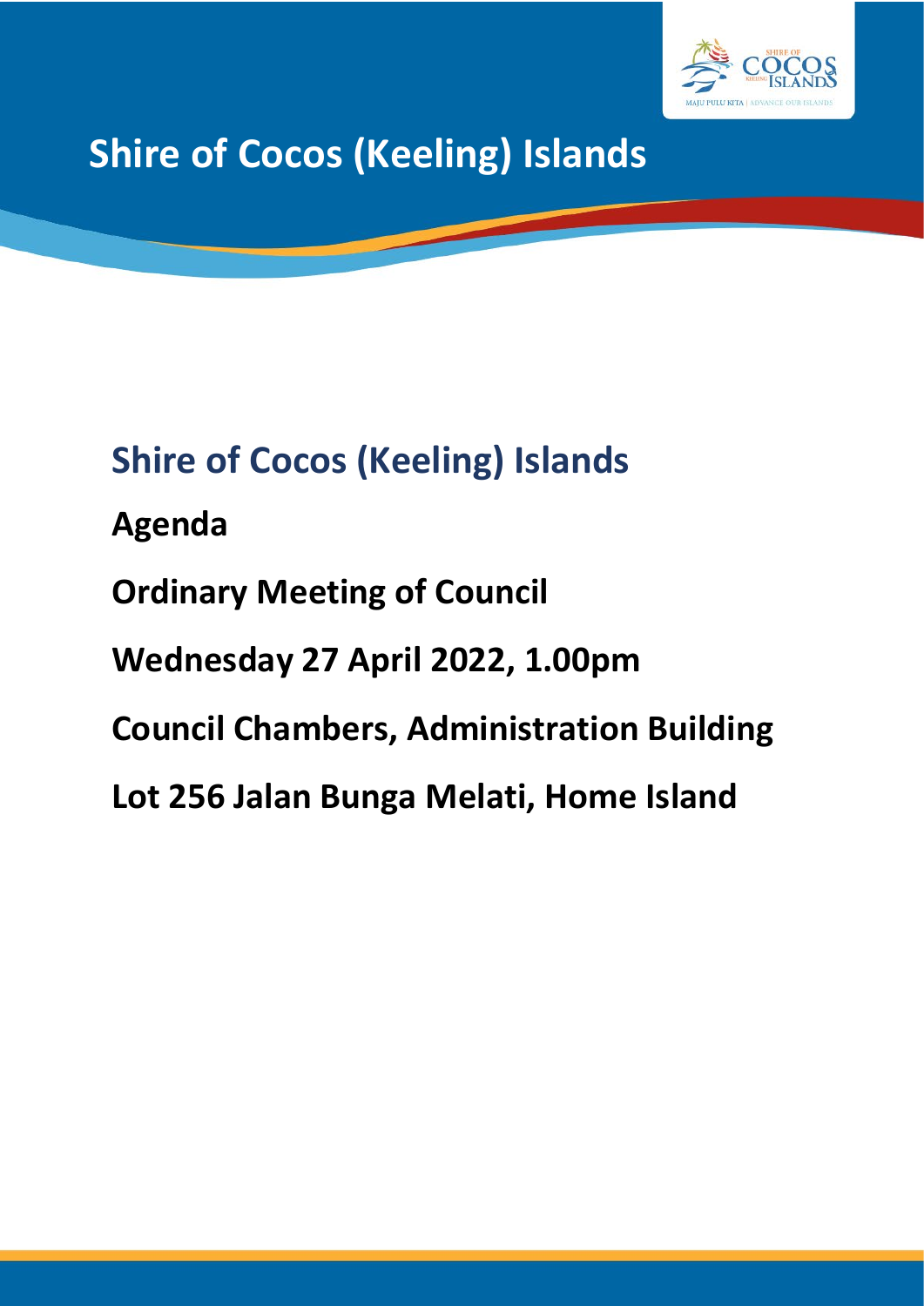# Shire of Cocos (Keeling) Islands

## Shire of Cocos (Keeling) Islands

**Agenda**

**Ordinary Meeting of Council**

**Wednesday 27 April 2022, 1.00pm**

**Council Chambers, Administration Building**

**Lot 256 Jalan Bunga Melati, Home Island**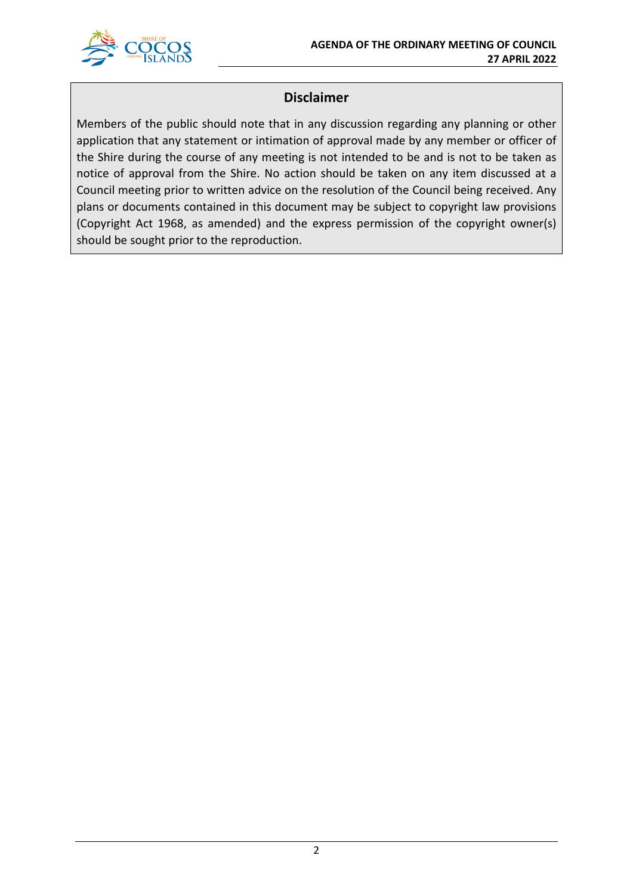## Disclaimer

Members of the public should note that in any discussion regarding any planning or other application that any statement or intimation of approval made by any member or officer of the Shire during the course of any meeting is not intended to be and is not to be taken as notice of approval from the Shire. No action should be taken on any item discussed at a Council meeting prior to written advice on the resolution of the Council being received. Any plans or documents contained in this document may be subject to copyright law provisions (Copyright Act 1968, as amended) and the express permission of the copyright owner(s) should be sought prior to the reproduction.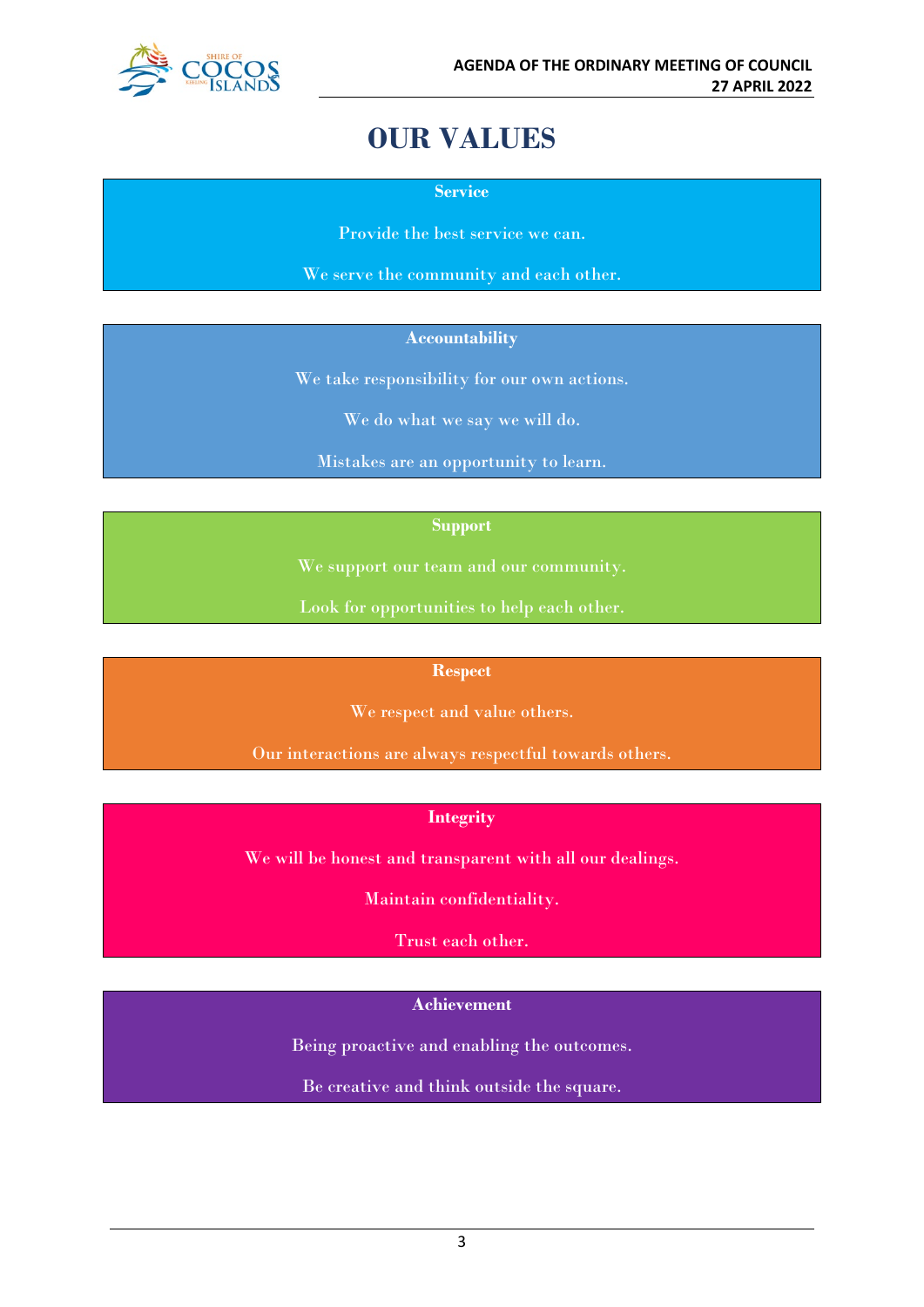# OUR VALUES

**Service**

Provide the best service we can.

We serve the community and each other.

**Accountability**

We take responsibility for our own actions.

We do what we say we will do.

Mistakes are an opportunity to learn.

**Support**

We support our team and our community.

Look for opportunities to help each other.

**Respect**

We respect and value others.

Our interactions are always respectful towards others.

**Integrity**

We will be honest and transparent with all our dealings.

Maintain confidentiality.

Trust each other.

**Achievement**

Being proactive and enabling the outcomes.

Be creative and think outside the square.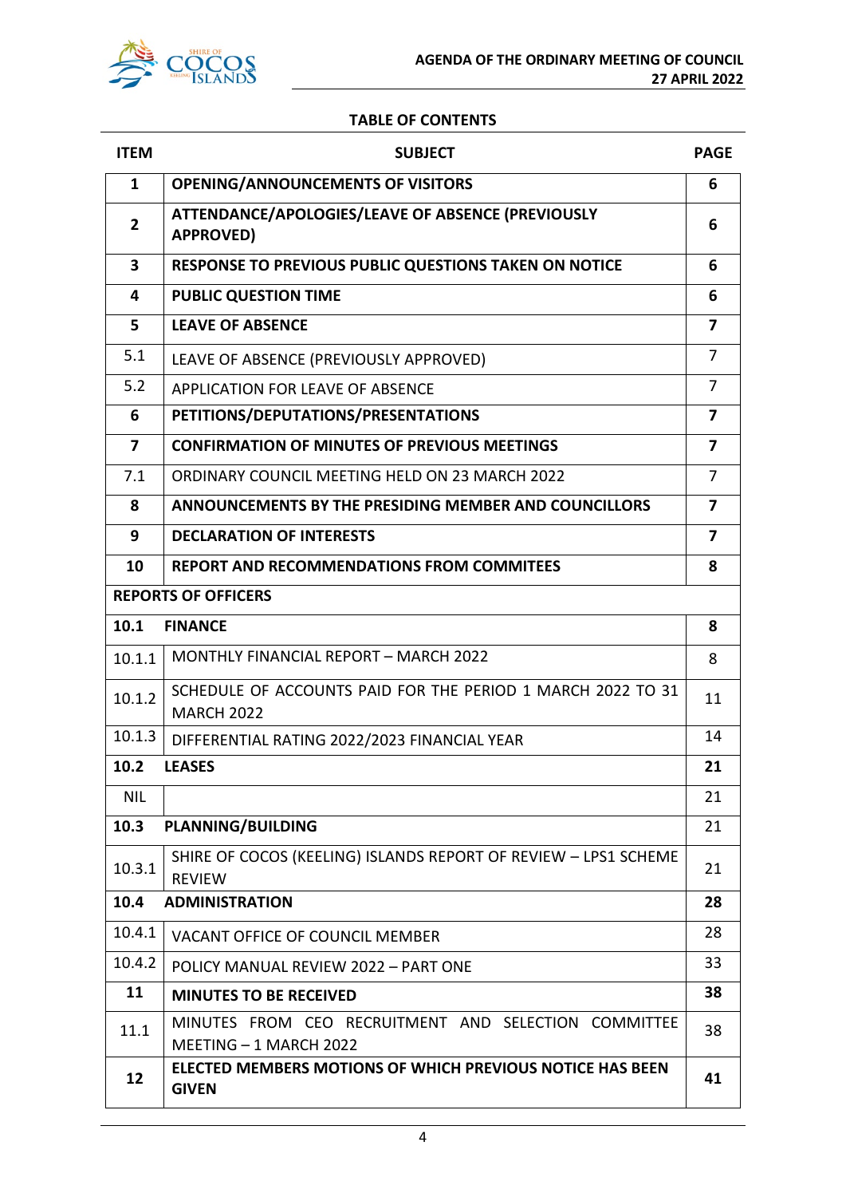## TABLE OF CONTENTS

| ITEM | SUBJECT | PAGE |
|---|---|---|
| **1** | **OPENING/ANNOUNCEMENTS OF VISITORS** | **6** |
| **2** | **ATTENDANCE/APOLOGIES/LEAVE OF ABSENCE (PREVIOUSLY APPROVED)** | **6** |
| **3** | **RESPONSE TO PREVIOUS PUBLIC QUESTIONS TAKEN ON NOTICE** | **6** |
| **4** | **PUBLIC QUESTION TIME** | **6** |
| **5** | **LEAVE OF ABSENCE** | **7** |
| 5.1 | LEAVE OF ABSENCE (PREVIOUSLY APPROVED) | 7 |
| 5.2 | APPLICATION FOR LEAVE OF ABSENCE | 7 |
| **6** | **PETITIONS/DEPUTATIONS/PRESENTATIONS** | **7** |
| **7** | **CONFIRMATION OF MINUTES OF PREVIOUS MEETINGS** | **7** |
| 7.1 | ORDINARY COUNCIL MEETING HELD ON 23 MARCH 2022 | 7 |
| **8** | **ANNOUNCEMENTS BY THE PRESIDING MEMBER AND COUNCILLORS** | **7** |
| **9** | **DECLARATION OF INTERESTS** | **7** |
| **10** | **REPORT AND RECOMMENDATIONS FROM COMMITEES** | **8** |
| **REPORTS OF OFFICERS** | | |
| **10.1** | **FINANCE** | **8** |
| 10.1.1 | MONTHLY FINANCIAL REPORT – MARCH 2022 | 8 |
| 10.1.2 | SCHEDULE OF ACCOUNTS PAID FOR THE PERIOD 1 MARCH 2022 TO 31 MARCH 2022 | 11 |
| 10.1.3 | DIFFERENTIAL RATING 2022/2023 FINANCIAL YEAR | 14 |
| **10.2** | **LEASES** | **21** |
| NIL | | 21 |
| **10.3** | **PLANNING/BUILDING** | 21 |
| 10.3.1 | SHIRE OF COCOS (KEELING) ISLANDS REPORT OF REVIEW – LPS1 SCHEME REVIEW | 21 |
| **10.4** | **ADMINISTRATION** | **28** |
| 10.4.1 | VACANT OFFICE OF COUNCIL MEMBER | 28 |
| 10.4.2 | POLICY MANUAL REVIEW 2022 – PART ONE | 33 |
| **11** | **MINUTES TO BE RECEIVED** | **38** |
| 11.1 | MINUTES FROM CEO RECRUITMENT AND SELECTION COMMITTEE MEETING – 1 MARCH 2022 | 38 |
| **12** | **ELECTED MEMBERS MOTIONS OF WHICH PREVIOUS NOTICE HAS BEEN GIVEN** | **41** |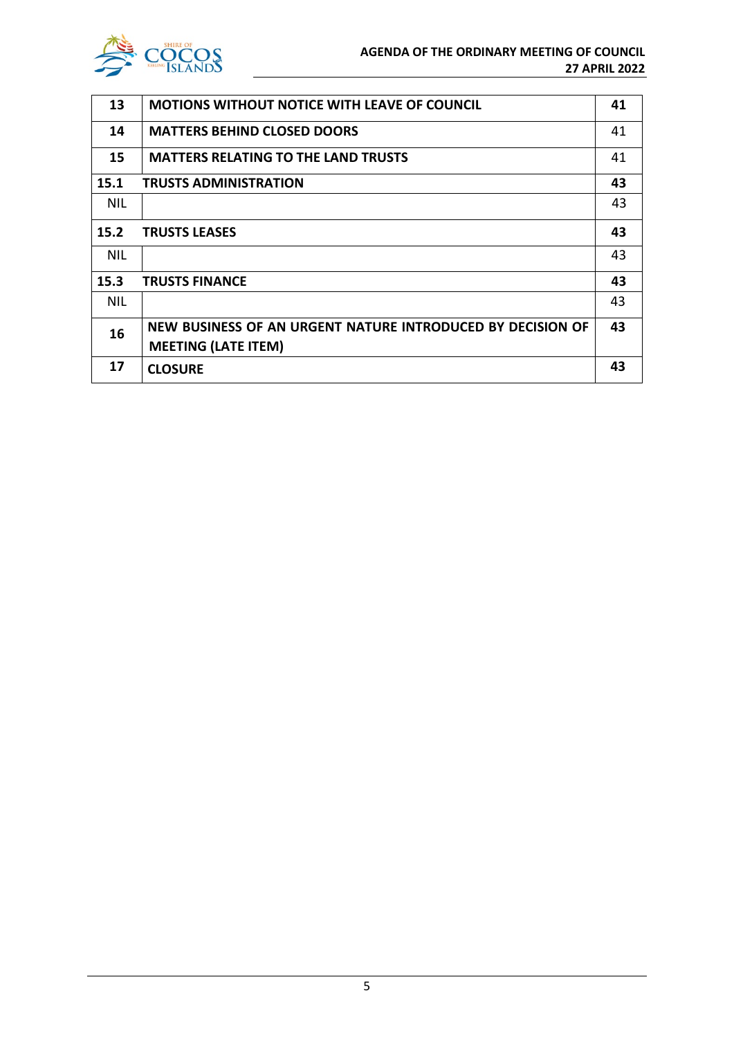| | | |
|---|---|---|
| **13** | **MOTIONS WITHOUT NOTICE WITH LEAVE OF COUNCIL** | **41** |
| **14** | **MATTERS BEHIND CLOSED DOORS** | 41 |
| **15** | **MATTERS RELATING TO THE LAND TRUSTS** | 41 |
| **15.1** | **TRUSTS ADMINISTRATION** | **43** |
| NIL | | 43 |
| **15.2** | **TRUSTS LEASES** | **43** |
| NIL | | 43 |
| **15.3** | **TRUSTS FINANCE** | **43** |
| NIL | | 43 |
| **16** | **NEW BUSINESS OF AN URGENT NATURE INTRODUCED BY DECISION OF MEETING (LATE ITEM)** | **43** |
| **17** | **CLOSURE** | **43** |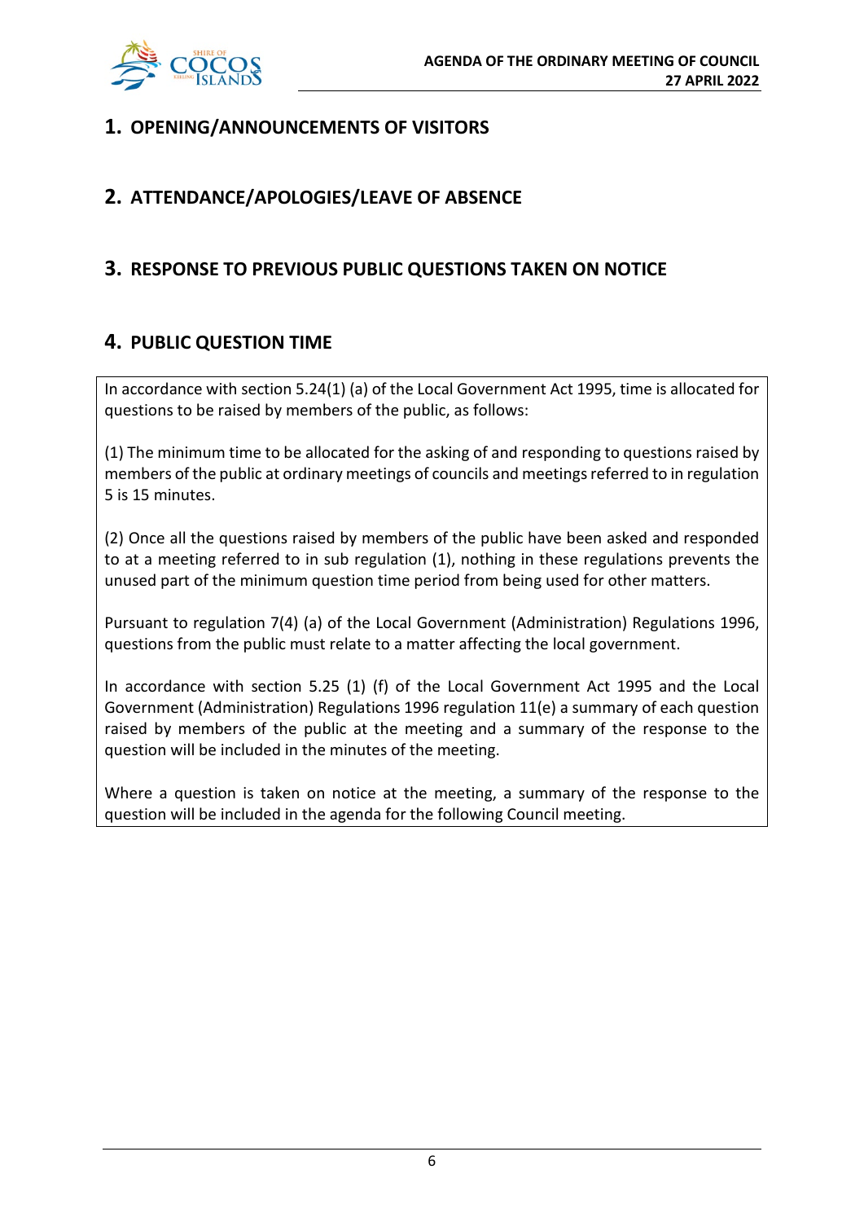## 1. OPENING/ANNOUNCEMENTS OF VISITORS

## 2. ATTENDANCE/APOLOGIES/LEAVE OF ABSENCE

## 3. RESPONSE TO PREVIOUS PUBLIC QUESTIONS TAKEN ON NOTICE

## 4. PUBLIC QUESTION TIME

In accordance with section 5.24(1) (a) of the Local Government Act 1995, time is allocated for questions to be raised by members of the public, as follows:

(1) The minimum time to be allocated for the asking of and responding to questions raised by members of the public at ordinary meetings of councils and meetings referred to in regulation 5 is 15 minutes.

(2) Once all the questions raised by members of the public have been asked and responded to at a meeting referred to in sub regulation (1), nothing in these regulations prevents the unused part of the minimum question time period from being used for other matters.

Pursuant to regulation 7(4) (a) of the Local Government (Administration) Regulations 1996, questions from the public must relate to a matter affecting the local government.

In accordance with section 5.25 (1) (f) of the Local Government Act 1995 and the Local Government (Administration) Regulations 1996 regulation 11(e) a summary of each question raised by members of the public at the meeting and a summary of the response to the question will be included in the minutes of the meeting.

Where a question is taken on notice at the meeting, a summary of the response to the question will be included in the agenda for the following Council meeting.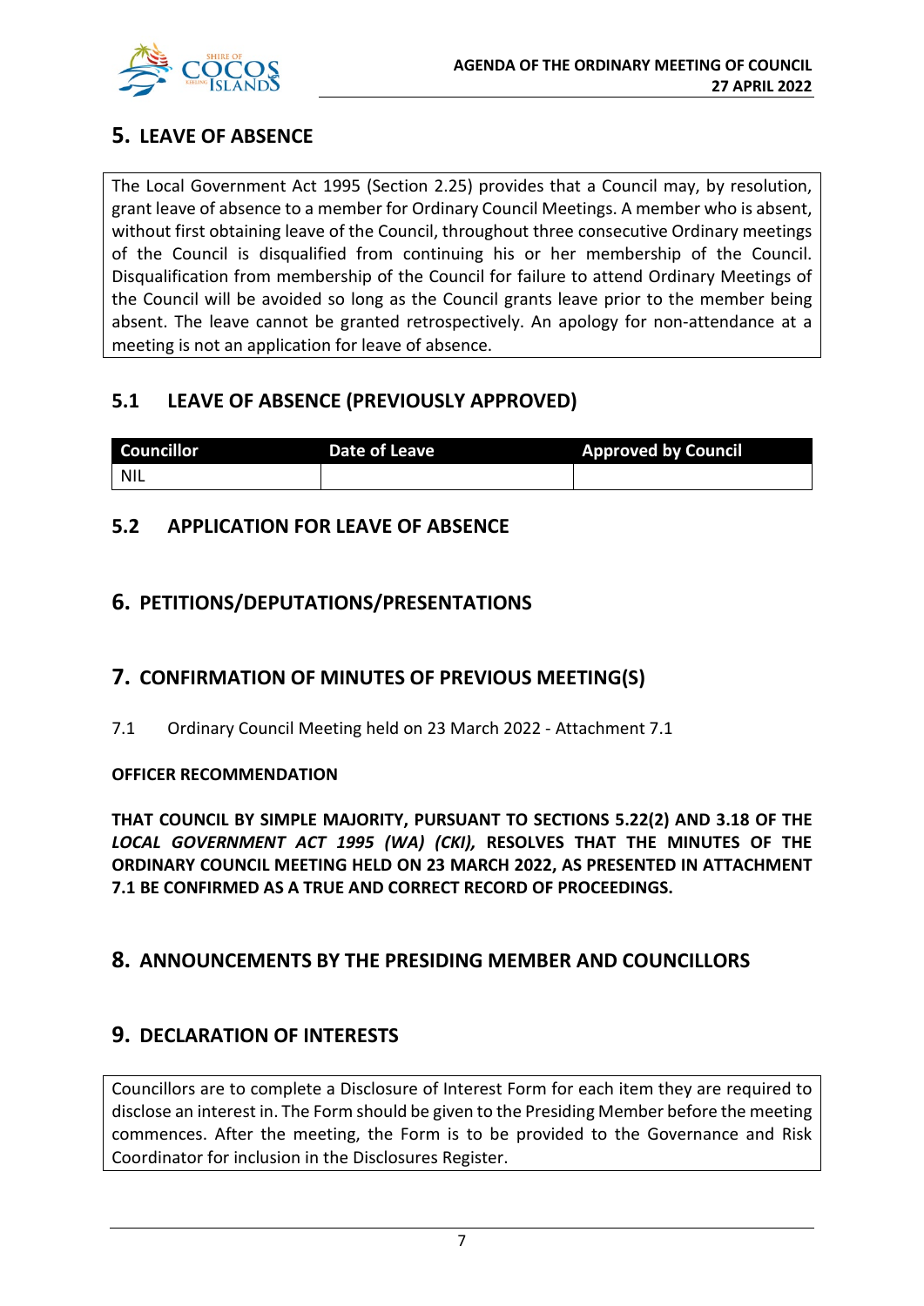## 5. LEAVE OF ABSENCE

The Local Government Act 1995 (Section 2.25) provides that a Council may, by resolution, grant leave of absence to a member for Ordinary Council Meetings. A member who is absent, without first obtaining leave of the Council, throughout three consecutive Ordinary meetings of the Council is disqualified from continuing his or her membership of the Council. Disqualification from membership of the Council for failure to attend Ordinary Meetings of the Council will be avoided so long as the Council grants leave prior to the member being absent. The leave cannot be granted retrospectively. An apology for non-attendance at a meeting is not an application for leave of absence.

### 5.1 LEAVE OF ABSENCE (PREVIOUSLY APPROVED)

| Councillor | Date of Leave | Approved by Council |
|---|---|---|
| NIL | | |

### 5.2 APPLICATION FOR LEAVE OF ABSENCE

## 6. PETITIONS/DEPUTATIONS/PRESENTATIONS

## 7. CONFIRMATION OF MINUTES OF PREVIOUS MEETING(S)

7.1 Ordinary Council Meeting held on 23 March 2022 - Attachment 7.1

**OFFICER RECOMMENDATION**

**THAT COUNCIL BY SIMPLE MAJORITY, PURSUANT TO SECTIONS 5.22(2) AND 3.18 OF THE *LOCAL GOVERNMENT ACT 1995 (WA) (CKI),* RESOLVES THAT THE MINUTES OF THE ORDINARY COUNCIL MEETING HELD ON 23 MARCH 2022, AS PRESENTED IN ATTACHMENT 7.1 BE CONFIRMED AS A TRUE AND CORRECT RECORD OF PROCEEDINGS.**

## 8. ANNOUNCEMENTS BY THE PRESIDING MEMBER AND COUNCILLORS

## 9. DECLARATION OF INTERESTS

Councillors are to complete a Disclosure of Interest Form for each item they are required to disclose an interest in. The Form should be given to the Presiding Member before the meeting commences. After the meeting, the Form is to be provided to the Governance and Risk Coordinator for inclusion in the Disclosures Register.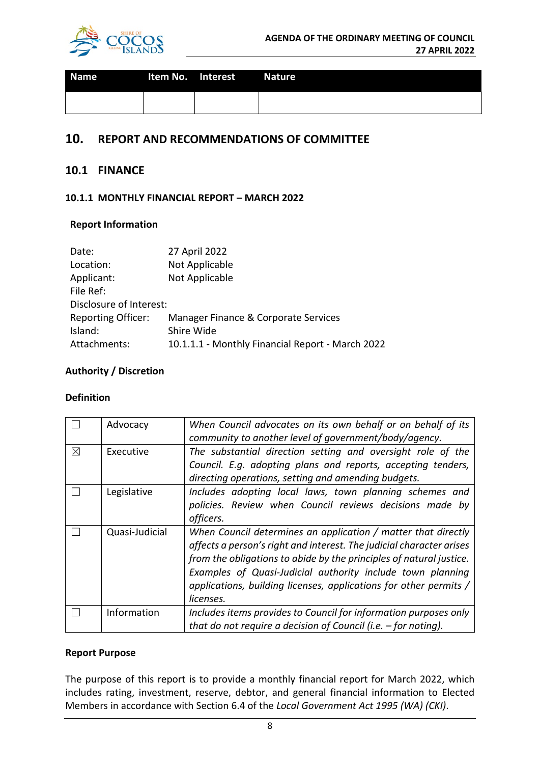| Name | Item No. | Interest | Nature |
| --- | --- | --- | --- |
| | | | |

# 10. REPORT AND RECOMMENDATIONS OF COMMITTEE

## 10.1 FINANCE

### 10.1.1 MONTHLY FINANCIAL REPORT – MARCH 2022

**Report Information**

| | |
| --- | --- |
| Date: | 27 April 2022 |
| Location: | Not Applicable |
| Applicant: | Not Applicable |
| File Ref: | |
| Disclosure of Interest: | |
| Reporting Officer: | Manager Finance & Corporate Services |
| Island: | Shire Wide |
| Attachments: | 10.1.1.1 - Monthly Financial Report - March 2022 |

**Authority / Discretion**

**Definition**

| | | |
| --- | --- | --- |
| ☐ | Advocacy | *When Council advocates on its own behalf or on behalf of its community to another level of government/body/agency.* |
| ☒ | Executive | *The substantial direction setting and oversight role of the Council. E.g. adopting plans and reports, accepting tenders, directing operations, setting and amending budgets.* |
| ☐ | Legislative | *Includes adopting local laws, town planning schemes and policies. Review when Council reviews decisions made by officers.* |
| ☐ | Quasi-Judicial | *When Council determines an application / matter that directly affects a person's right and interest. The judicial character arises from the obligations to abide by the principles of natural justice. Examples of Quasi-Judicial authority include town planning applications, building licenses, applications for other permits / licenses.* |
| ☐ | Information | *Includes items provides to Council for information purposes only that do not require a decision of Council (i.e. – for noting).* |

**Report Purpose**

The purpose of this report is to provide a monthly financial report for March 2022, which includes rating, investment, reserve, debtor, and general financial information to Elected Members in accordance with Section 6.4 of the *Local Government Act 1995 (WA) (CKI)*.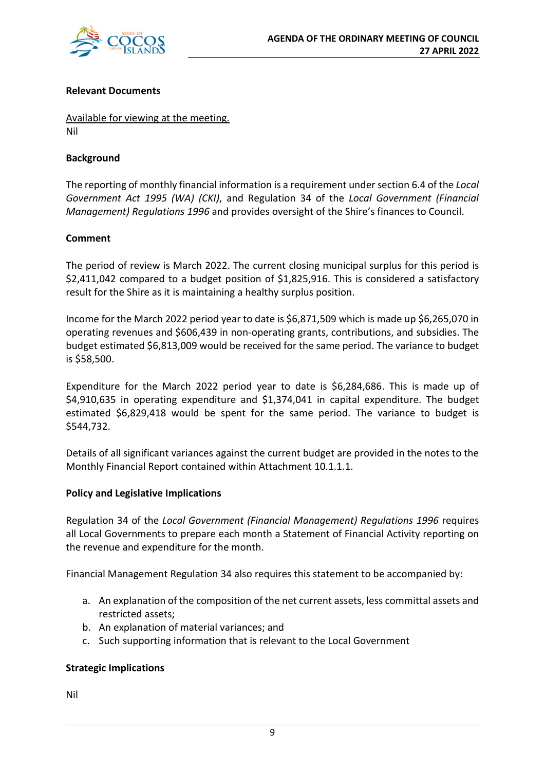**Relevant Documents**

<u>Available for viewing at the meeting.</u>
Nil

**Background**

The reporting of monthly financial information is a requirement under section 6.4 of the *Local Government Act 1995 (WA) (CKI)*, and Regulation 34 of the *Local Government (Financial Management) Regulations 1996* and provides oversight of the Shire's finances to Council.

**Comment**

The period of review is March 2022. The current closing municipal surplus for this period is $2,411,042 compared to a budget position of $1,825,916. This is considered a satisfactory result for the Shire as it is maintaining a healthy surplus position.

Income for the March 2022 period year to date is $6,871,509 which is made up $6,265,070 in operating revenues and $606,439 in non-operating grants, contributions, and subsidies. The budget estimated $6,813,009 would be received for the same period. The variance to budget is $58,500.

Expenditure for the March 2022 period year to date is $6,284,686. This is made up of $4,910,635 in operating expenditure and $1,374,041 in capital expenditure. The budget estimated $6,829,418 would be spent for the same period. The variance to budget is $544,732.

Details of all significant variances against the current budget are provided in the notes to the Monthly Financial Report contained within Attachment 10.1.1.1.

**Policy and Legislative Implications**

Regulation 34 of the *Local Government (Financial Management) Regulations 1996* requires all Local Governments to prepare each month a Statement of Financial Activity reporting on the revenue and expenditure for the month.

Financial Management Regulation 34 also requires this statement to be accompanied by:

a. An explanation of the composition of the net current assets, less committal assets and restricted assets;
b. An explanation of material variances; and
c. Such supporting information that is relevant to the Local Government

**Strategic Implications**

Nil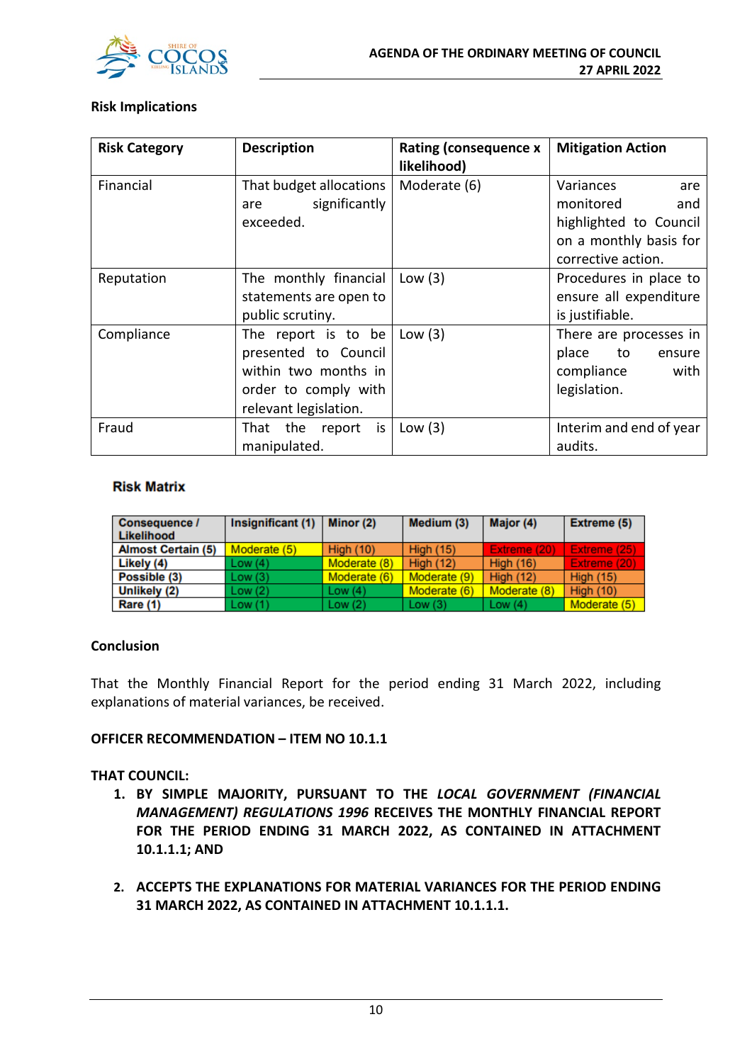### Risk Implications

| Risk Category | Description | Rating (consequence x likelihood) | Mitigation Action |
|---|---|---|---|
| Financial | That budget allocations are significantly exceeded. | Moderate (6) | Variances are monitored and highlighted to Council on a monthly basis for corrective action. |
| Reputation | The monthly financial statements are open to public scrutiny. | Low (3) | Procedures in place to ensure all expenditure is justifiable. |
| Compliance | The report is to be presented to Council within two months in order to comply with relevant legislation. | Low (3) | There are processes in place to ensure compliance with legislation. |
| Fraud | That the report is manipulated. | Low (3) | Interim and end of year audits. |

### Risk Matrix

| Consequence / Likelihood | Insignificant (1) | Minor (2) | Medium (3) | Major (4) | Extreme (5) |
|---|---|---|---|---|---|
| Almost Certain (5) | Moderate (5) | High (10) | High (15) | Extreme (20) | Extreme (25) |
| Likely (4) | Low (4) | Moderate (8) | High (12) | High (16) | Extreme (20) |
| Possible (3) | Low (3) | Moderate (6) | Moderate (9) | High (12) | High (15) |
| Unlikely (2) | Low (2) | Low (4) | Moderate (6) | Moderate (8) | High (10) |
| Rare (1) | Low (1) | Low (2) | Low (3) | Low (4) | Moderate (5) |

### Conclusion

That the Monthly Financial Report for the period ending 31 March 2022, including explanations of material variances, be received.

**OFFICER RECOMMENDATION – ITEM NO 10.1.1**

**THAT COUNCIL:**

1. **BY SIMPLE MAJORITY, PURSUANT TO THE *LOCAL GOVERNMENT (FINANCIAL MANAGEMENT) REGULATIONS 1996* RECEIVES THE MONTHLY FINANCIAL REPORT FOR THE PERIOD ENDING 31 MARCH 2022, AS CONTAINED IN ATTACHMENT 10.1.1.1; AND**

2. **ACCEPTS THE EXPLANATIONS FOR MATERIAL VARIANCES FOR THE PERIOD ENDING 31 MARCH 2022, AS CONTAINED IN ATTACHMENT 10.1.1.1.**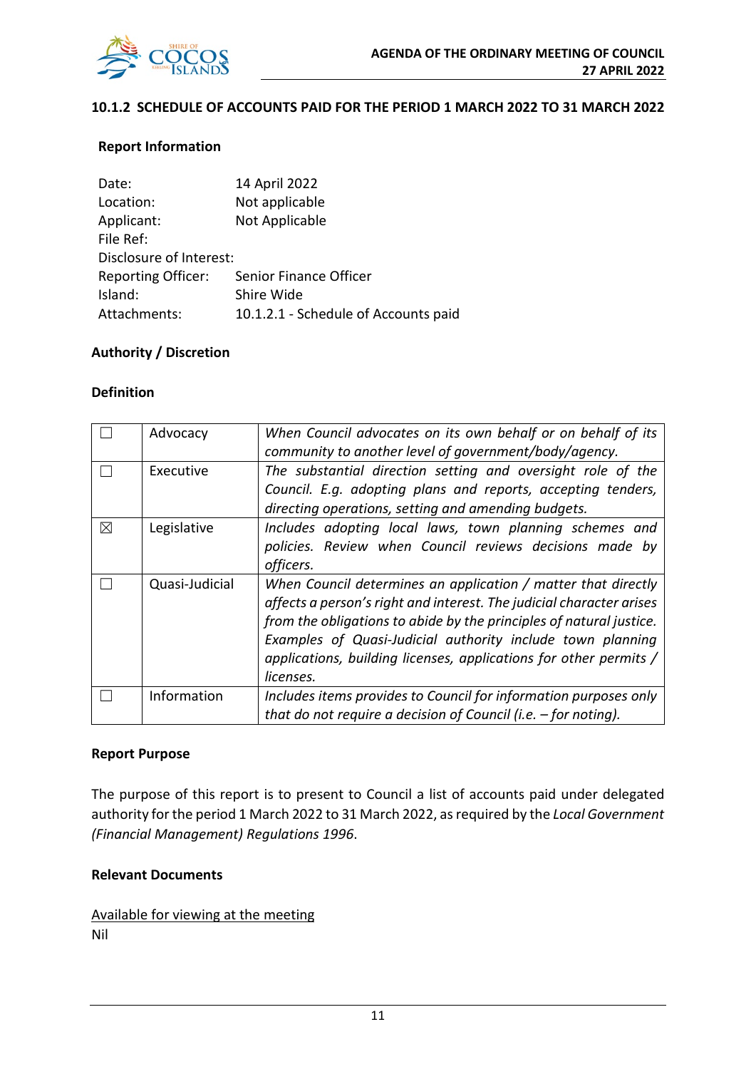## 10.1.2 SCHEDULE OF ACCOUNTS PAID FOR THE PERIOD 1 MARCH 2022 TO 31 MARCH 2022

### Report Information

| | |
|---|---|
| Date: | 14 April 2022 |
| Location: | Not applicable |
| Applicant: | Not Applicable |
| File Ref: | |
| Disclosure of Interest: | |
| Reporting Officer: | Senior Finance Officer |
| Island: | Shire Wide |
| Attachments: | 10.1.2.1 - Schedule of Accounts paid |

### Authority / Discretion

### Definition

| | | |
|---|---|---|
| ☐ | Advocacy | *When Council advocates on its own behalf or on behalf of its community to another level of government/body/agency.* |
| ☐ | Executive | *The substantial direction setting and oversight role of the Council. E.g. adopting plans and reports, accepting tenders, directing operations, setting and amending budgets.* |
| ☒ | Legislative | *Includes adopting local laws, town planning schemes and policies. Review when Council reviews decisions made by officers.* |
| ☐ | Quasi-Judicial | *When Council determines an application / matter that directly affects a person's right and interest. The judicial character arises from the obligations to abide by the principles of natural justice. Examples of Quasi-Judicial authority include town planning applications, building licenses, applications for other permits / licenses.* |
| ☐ | Information | *Includes items provides to Council for information purposes only that do not require a decision of Council (i.e. – for noting).* |

### Report Purpose

The purpose of this report is to present to Council a list of accounts paid under delegated authority for the period 1 March 2022 to 31 March 2022, as required by the *Local Government (Financial Management) Regulations 1996*.

### Relevant Documents

Available for viewing at the meeting
Nil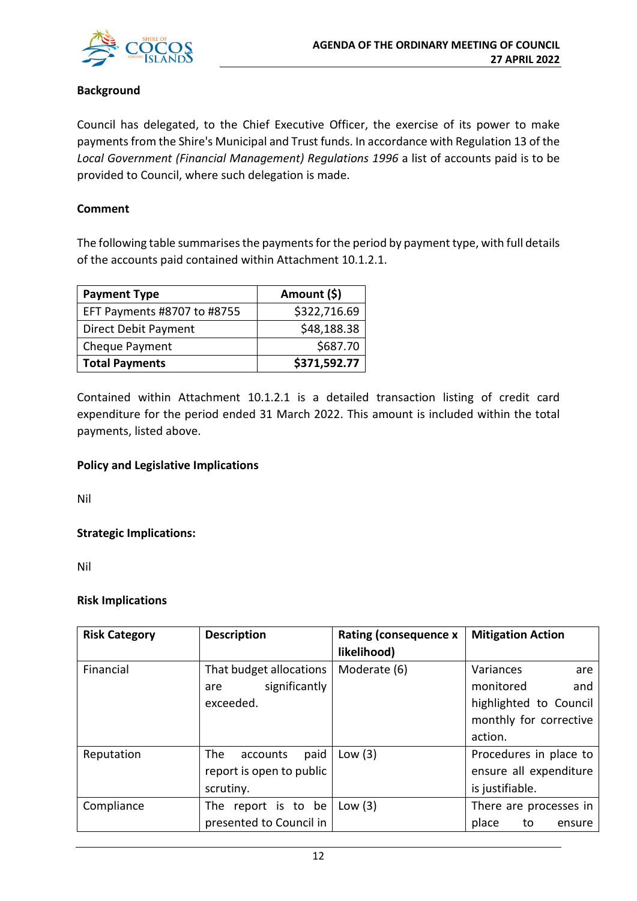**Background**

Council has delegated, to the Chief Executive Officer, the exercise of its power to make payments from the Shire's Municipal and Trust funds. In accordance with Regulation 13 of the *Local Government (Financial Management) Regulations 1996* a list of accounts paid is to be provided to Council, where such delegation is made.

**Comment**

The following table summarises the payments for the period by payment type, with full details of the accounts paid contained within Attachment 10.1.2.1.

| Payment Type | Amount ($) |
|---|---:|
| EFT Payments #8707 to #8755 | $322,716.69 |
| Direct Debit Payment | $48,188.38 |
| Cheque Payment | $687.70 |
| **Total Payments** | **$371,592.77** |

Contained within Attachment 10.1.2.1 is a detailed transaction listing of credit card expenditure for the period ended 31 March 2022. This amount is included within the total payments, listed above.

**Policy and Legislative Implications**

Nil

**Strategic Implications:**

Nil

**Risk Implications**

| Risk Category | Description | Rating (consequence x likelihood) | Mitigation Action |
|---|---|---|---|
| Financial | That budget allocations are significantly exceeded. | Moderate (6) | Variances are monitored and highlighted to Council monthly for corrective action. |
| Reputation | The accounts paid report is open to public scrutiny. | Low (3) | Procedures in place to ensure all expenditure is justifiable. |
| Compliance | The report is to be presented to Council in | Low (3) | There are processes in place to ensure |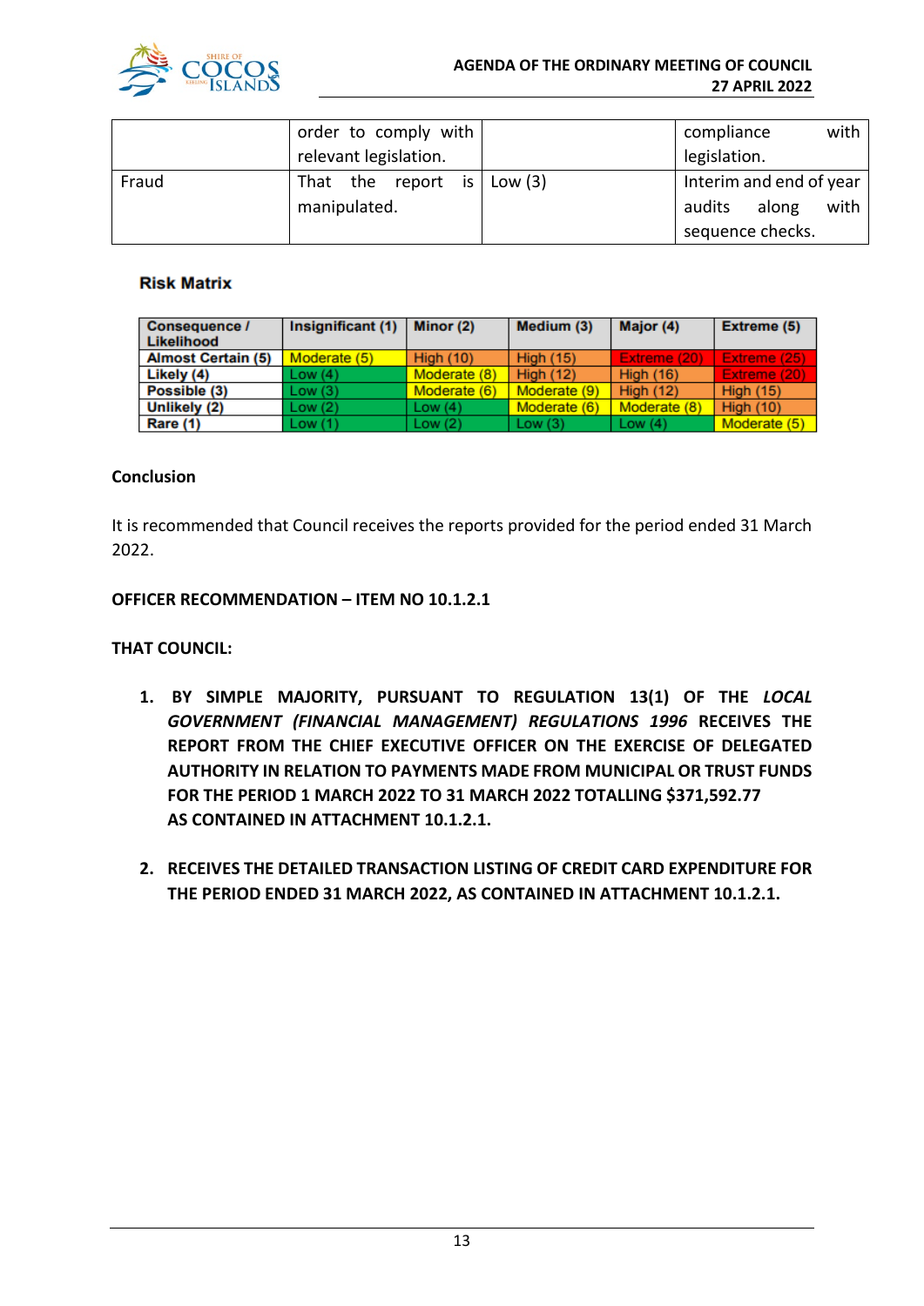| | order to comply with relevant legislation. | | compliance with legislation. |
|---|---|---|---|
| Fraud | That the report is manipulated. | Low (3) | Interim and end of year audits along with sequence checks. |

**Risk Matrix**

| Consequence / Likelihood | Insignificant (1) | Minor (2) | Medium (3) | Major (4) | Extreme (5) |
|---|---|---|---|---|---|
| Almost Certain (5) | Moderate (5) | High (10) | High (15) | Extreme (20) | Extreme (25) |
| Likely (4) | Low (4) | Moderate (8) | High (12) | High (16) | Extreme (20) |
| Possible (3) | Low (3) | Moderate (6) | Moderate (9) | High (12) | High (15) |
| Unlikely (2) | Low (2) | Low (4) | Moderate (6) | Moderate (8) | High (10) |
| Rare (1) | Low (1) | Low (2) | Low (3) | Low (4) | Moderate (5) |

**Conclusion**

It is recommended that Council receives the reports provided for the period ended 31 March 2022.

**OFFICER RECOMMENDATION – ITEM NO 10.1.2.1**

**THAT COUNCIL:**

1. **BY SIMPLE MAJORITY, PURSUANT TO REGULATION 13(1) OF THE *LOCAL GOVERNMENT (FINANCIAL MANAGEMENT) REGULATIONS 1996* RECEIVES THE REPORT FROM THE CHIEF EXECUTIVE OFFICER ON THE EXERCISE OF DELEGATED AUTHORITY IN RELATION TO PAYMENTS MADE FROM MUNICIPAL OR TRUST FUNDS FOR THE PERIOD 1 MARCH 2022 TO 31 MARCH 2022 TOTALLING $371,592.77 AS CONTAINED IN ATTACHMENT 10.1.2.1.**

2. **RECEIVES THE DETAILED TRANSACTION LISTING OF CREDIT CARD EXPENDITURE FOR THE PERIOD ENDED 31 MARCH 2022, AS CONTAINED IN ATTACHMENT 10.1.2.1.**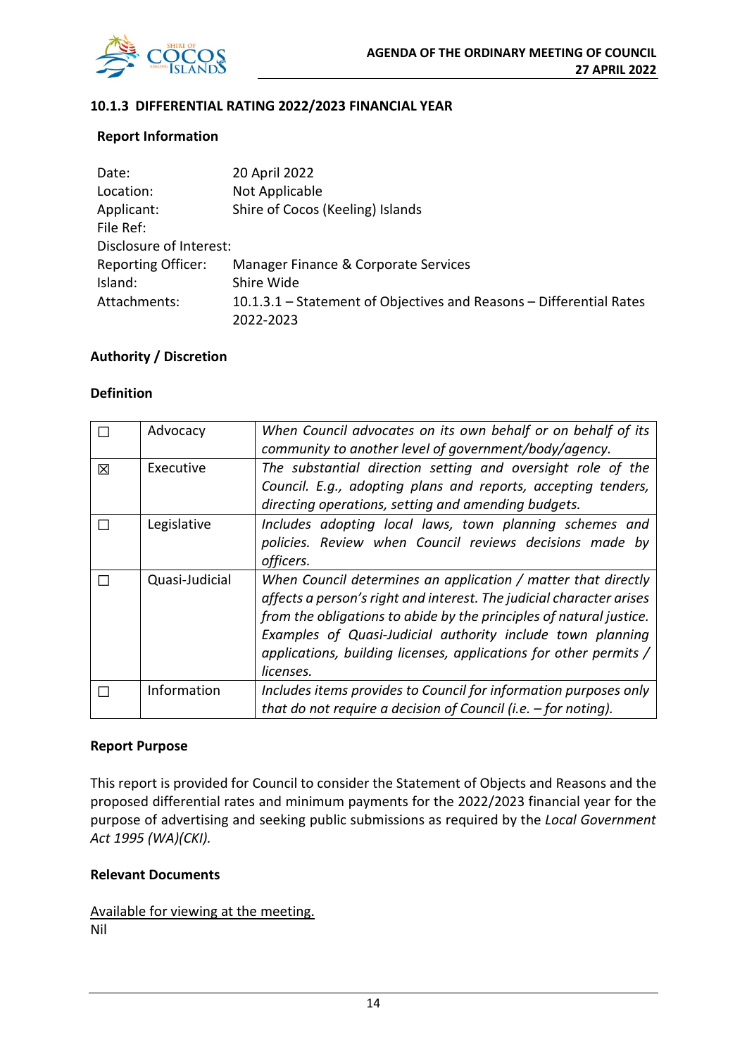### 10.1.3 DIFFERENTIAL RATING 2022/2023 FINANCIAL YEAR

**Report Information**

| | |
|---|---|
| Date: | 20 April 2022 |
| Location: | Not Applicable |
| Applicant: | Shire of Cocos (Keeling) Islands |
| File Ref: | |
| Disclosure of Interest: | |
| Reporting Officer: | Manager Finance & Corporate Services |
| Island: | Shire Wide |
| Attachments: | 10.1.3.1 – Statement of Objectives and Reasons – Differential Rates 2022-2023 |

**Authority / Discretion**

**Definition**

| | | |
|---|---|---|
| ☐ | Advocacy | *When Council advocates on its own behalf or on behalf of its community to another level of government/body/agency.* |
| ☒ | Executive | *The substantial direction setting and oversight role of the Council. E.g., adopting plans and reports, accepting tenders, directing operations, setting and amending budgets.* |
| ☐ | Legislative | *Includes adopting local laws, town planning schemes and policies. Review when Council reviews decisions made by officers.* |
| ☐ | Quasi-Judicial | *When Council determines an application / matter that directly affects a person's right and interest. The judicial character arises from the obligations to abide by the principles of natural justice. Examples of Quasi-Judicial authority include town planning applications, building licenses, applications for other permits / licenses.* |
| ☐ | Information | *Includes items provides to Council for information purposes only that do not require a decision of Council (i.e. – for noting).* |

**Report Purpose**

This report is provided for Council to consider the Statement of Objects and Reasons and the proposed differential rates and minimum payments for the 2022/2023 financial year for the purpose of advertising and seeking public submissions as required by the *Local Government Act 1995 (WA)(CKI).*

**Relevant Documents**

Available for viewing at the meeting.
Nil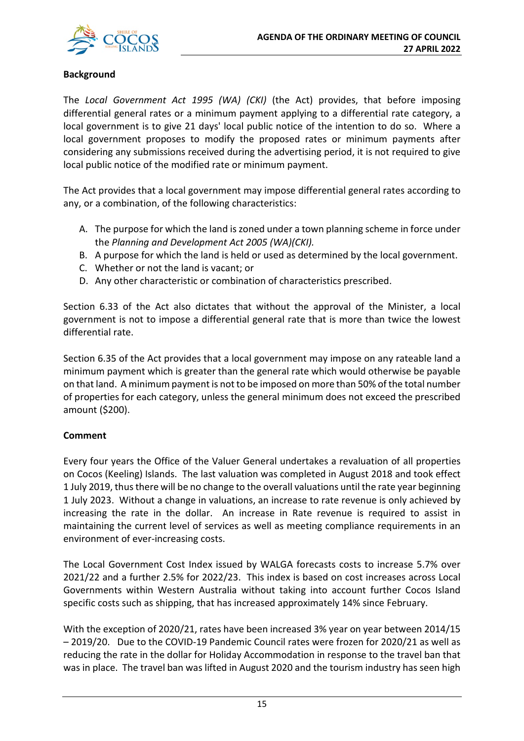**Background**

The *Local Government Act 1995 (WA) (CKI)* (the Act) provides, that before imposing differential general rates or a minimum payment applying to a differential rate category, a local government is to give 21 days' local public notice of the intention to do so. Where a local government proposes to modify the proposed rates or minimum payments after considering any submissions received during the advertising period, it is not required to give local public notice of the modified rate or minimum payment.

The Act provides that a local government may impose differential general rates according to any, or a combination, of the following characteristics:

A. The purpose for which the land is zoned under a town planning scheme in force under the *Planning and Development Act 2005 (WA)(CKI).*
B. A purpose for which the land is held or used as determined by the local government.
C. Whether or not the land is vacant; or
D. Any other characteristic or combination of characteristics prescribed.

Section 6.33 of the Act also dictates that without the approval of the Minister, a local government is not to impose a differential general rate that is more than twice the lowest differential rate.

Section 6.35 of the Act provides that a local government may impose on any rateable land a minimum payment which is greater than the general rate which would otherwise be payable on that land. A minimum payment is not to be imposed on more than 50% of the total number of properties for each category, unless the general minimum does not exceed the prescribed amount ($200).

**Comment**

Every four years the Office of the Valuer General undertakes a revaluation of all properties on Cocos (Keeling) Islands. The last valuation was completed in August 2018 and took effect 1 July 2019, thus there will be no change to the overall valuations until the rate year beginning 1 July 2023. Without a change in valuations, an increase to rate revenue is only achieved by increasing the rate in the dollar. An increase in Rate revenue is required to assist in maintaining the current level of services as well as meeting compliance requirements in an environment of ever-increasing costs.

The Local Government Cost Index issued by WALGA forecasts costs to increase 5.7% over 2021/22 and a further 2.5% for 2022/23. This index is based on cost increases across Local Governments within Western Australia without taking into account further Cocos Island specific costs such as shipping, that has increased approximately 14% since February.

With the exception of 2020/21, rates have been increased 3% year on year between 2014/15 – 2019/20. Due to the COVID-19 Pandemic Council rates were frozen for 2020/21 as well as reducing the rate in the dollar for Holiday Accommodation in response to the travel ban that was in place. The travel ban was lifted in August 2020 and the tourism industry has seen high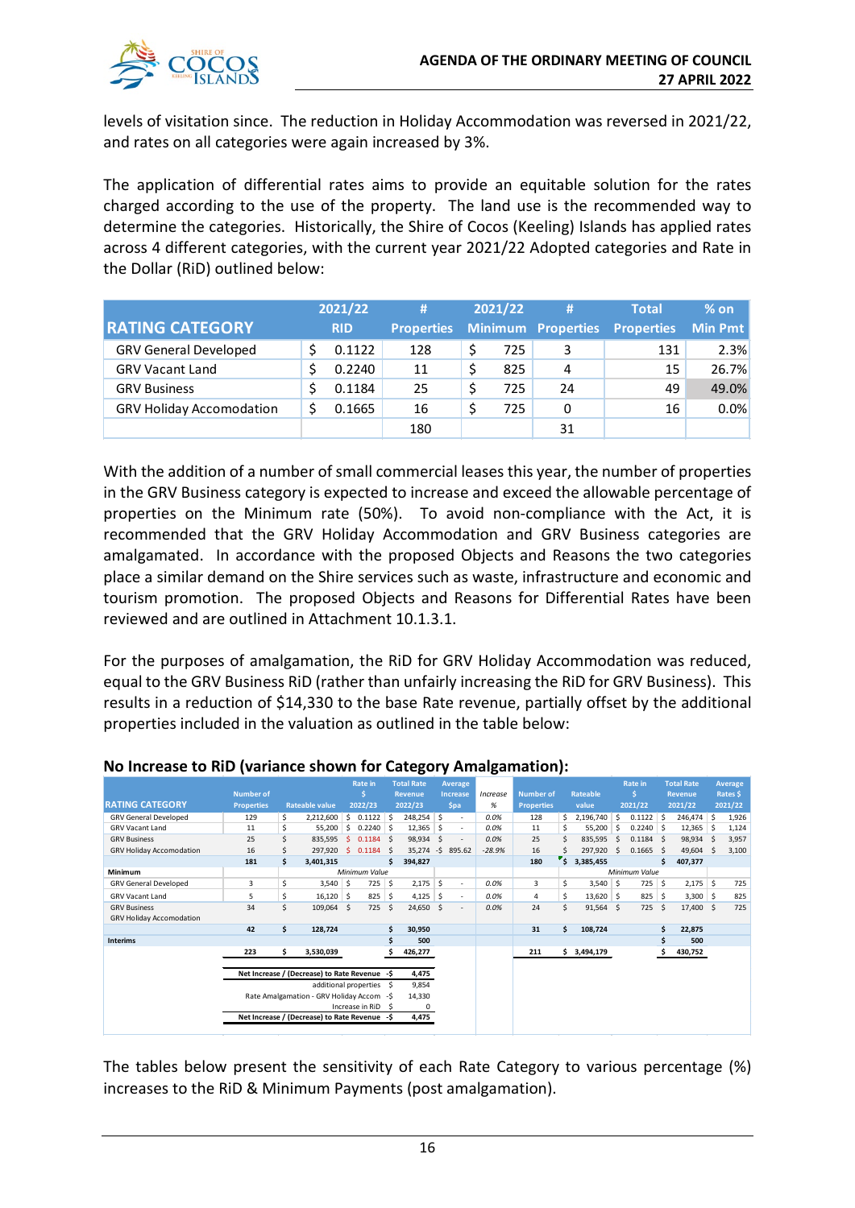levels of visitation since. The reduction in Holiday Accommodation was reversed in 2021/22, and rates on all categories were again increased by 3%.

The application of differential rates aims to provide an equitable solution for the rates charged according to the use of the property. The land use is the recommended way to determine the categories. Historically, the Shire of Cocos (Keeling) Islands has applied rates across 4 different categories, with the current year 2021/22 Adopted categories and Rate in the Dollar (RiD) outlined below:

| RATING CATEGORY | 2021/22 RID | # Properties | 2021/22 Minimum | # Properties | Total Properties | % on Min Pmt |
|---|---|---|---|---|---|---|
| GRV General Developed | $ 0.1122 | 128 | $ 725 | 3 | 131 | 2.3% |
| GRV Vacant Land | $ 0.2240 | 11 | $ 825 | 4 | 15 | 26.7% |
| GRV Business | $ 0.1184 | 25 | $ 725 | 24 | 49 | 49.0% |
| GRV Holiday Accomodation | $ 0.1665 | 16 | $ 725 | 0 | 16 | 0.0% |
| | | 180 | | 31 | | |

With the addition of a number of small commercial leases this year, the number of properties in the GRV Business category is expected to increase and exceed the allowable percentage of properties on the Minimum rate (50%). To avoid non-compliance with the Act, it is recommended that the GRV Holiday Accommodation and GRV Business categories are amalgamated. In accordance with the proposed Objects and Reasons the two categories place a similar demand on the Shire services such as waste, infrastructure and economic and tourism promotion. The proposed Objects and Reasons for Differential Rates have been reviewed and are outlined in Attachment 10.1.3.1.

For the purposes of amalgamation, the RiD for GRV Holiday Accommodation was reduced, equal to the GRV Business RiD (rather than unfairly increasing the RiD for GRV Business). This results in a reduction of $14,330 to the base Rate revenue, partially offset by the additional properties included in the valuation as outlined in the table below:

**No Increase to RiD (variance shown for Category Amalgamation):**

| RATING CATEGORY | Number of Properties | Rateable value | Rate in $ 2022/23 | Total Rate Revenue 2022/23 | Average Increase $pa | Increase % | Number of Properties | Rateable value | Rate in $ 2021/22 | Total Rate Revenue 2021/22 | Average Rates $ 2021/22 |
|---|---|---|---|---|---|---|---|---|---|---|---|
| GRV General Developed | 129 | $ 2,212,600 | $ 0.1122 | $ 248,254 | $ - | 0.0% | 128 | $ 2,196,740 | $ 0.1122 | $ 246,474 | $ 1,926 |
| GRV Vacant Land | 11 | $ 55,200 | $ 0.2240 | $ 12,365 | $ - | 0.0% | 11 | $ 55,200 | $ 0.2240 | $ 12,365 | $ 1,124 |
| GRV Business | 25 | $ 835,595 | $ 0.1184 | $ 98,934 | $ - | 0.0% | 25 | $ 835,595 | $ 0.1184 | $ 98,934 | $ 3,957 |
| GRV Holiday Accomodation | 16 | $ 297,920 | $ 0.1184 | $ 35,274 | -$ 895.62 | -28.9% | 16 | $ 297,920 | $ 0.1665 | $ 49,604 | $ 3,100 |
| | 181 | $ 3,401,315 | | $ 394,827 | | | 180 | $ 3,385,455 | | $ 407,377 | |
| **Minimum** | | | *Minimum Value* | | | | | | *Minimum Value* | | |
| GRV General Developed | 3 | $ 3,540 | $ 725 | $ 2,175 | $ - | 0.0% | 3 | $ 3,540 | $ 725 | $ 2,175 | $ 725 |
| GRV Vacant Land | 5 | $ 16,120 | $ 825 | $ 4,125 | $ - | 0.0% | 4 | $ 13,620 | $ 825 | $ 3,300 | $ 825 |
| GRV Business | 34 | $ 109,064 | $ 725 | $ 24,650 | $ - | 0.0% | 24 | $ 91,564 | $ 725 | $ 17,400 | $ 725 |
| GRV Holiday Accomodation | | | | | | | | | | | |
| | 42 | $ 128,724 | | $ 30,950 | | | 31 | $ 108,724 | | $ 22,875 | |
| **Interims** | | | | $ 500 | | | | | | $ 500 | |
| | 223 | $ 3,530,039 | | $ 426,277 | | | 211 | $ 3,494,179 | | $ 430,752 | |

| | |
|---|---|
| Net Increase / (Decrease) to Rate Revenue | -$ 4,475 |
| additional properties | $ 9,854 |
| Rate Amalgamation - GRV Holiday Accom | -$ 14,330 |
| Increase in RiD | $ 0 |
| Net Increase / (Decrease) to Rate Revenue | -$ 4,475 |

The tables below present the sensitivity of each Rate Category to various percentage (%) increases to the RiD & Minimum Payments (post amalgamation).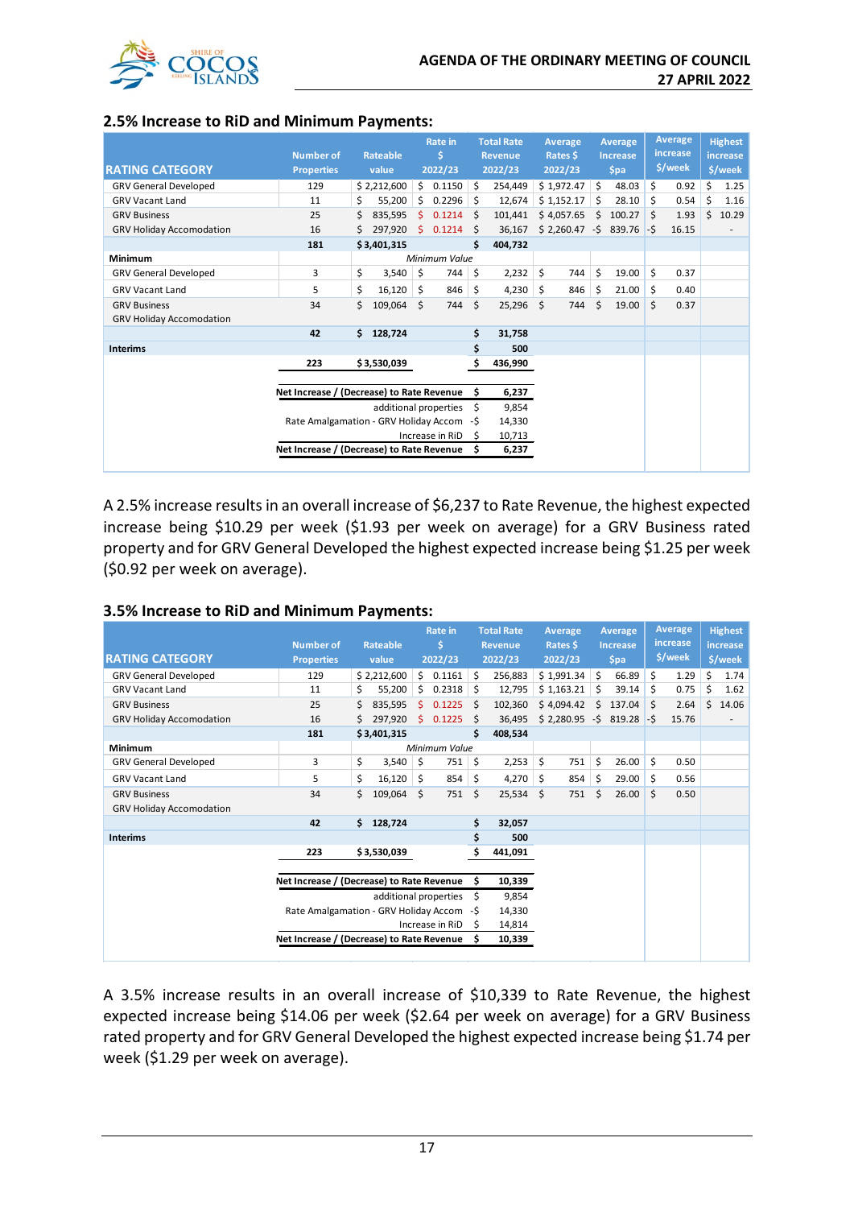## 2.5% Increase to RiD and Minimum Payments:

| RATING CATEGORY | Number of Properties | Rateable value | Rate in $ 2022/23 | Total Rate Revenue 2022/23 | Average Rates $ 2022/23 | Average Increase $pa | Average increase $/week | Highest increase $/week |
|---|---|---|---|---|---|---|---|---|
| GRV General Developed | 129 | $ 2,212,600 | $ 0.1150 | $ 254,449 | $ 1,972.47 | $ 48.03 | $ 0.92 | $ 1.25 |
| GRV Vacant Land | 11 | $ 55,200 | $ 0.2296 | $ 12,674 | $ 1,152.17 | $ 28.10 | $ 0.54 | $ 1.16 |
| GRV Business | 25 | $ 835,595 | $ 0.1214 | $ 101,441 | $ 4,057.65 | $ 100.27 | $ 1.93 | $ 10.29 |
| GRV Holiday Accomodation | 16 | $ 297,920 | $ 0.1214 | $ 36,167 | $ 2,260.47 | -$ 839.76 | -$ 16.15 | - |
| | **181** | **$ 3,401,315** | | **$ 404,732** | | | | |
| **Minimum** | | | *Minimum Value* | | | | | |
| GRV General Developed | 3 | $ 3,540 | $ 744 | $ 2,232 | $ 744 | $ 19.00 | $ 0.37 | |
| GRV Vacant Land | 5 | $ 16,120 | $ 846 | $ 4,230 | $ 846 | $ 21.00 | $ 0.40 | |
| GRV Business | 34 | $ 109,064 | $ 744 | $ 25,296 | $ 744 | $ 19.00 | $ 0.37 | |
| GRV Holiday Accomodation | | | | | | | | |
| | **42** | **$ 128,724** | | **$ 31,758** | | | | |
| **Interims** | | | | **$ 500** | | | | |
| | **223** | **$ 3,530,039** | | **$ 436,990** | | | | |

| | |
|---|---|
| **Net Increase / (Decrease) to Rate Revenue** | **$ 6,237** |
| additional properties | $ 9,854 |
| Rate Amalgamation - GRV Holiday Accom | -$ 14,330 |
| Increase in RiD | $ 10,713 |
| **Net Increase / (Decrease) to Rate Revenue** | **$ 6,237** |

A 2.5% increase results in an overall increase of $6,237 to Rate Revenue, the highest expected increase being $10.29 per week ($1.93 per week on average) for a GRV Business rated property and for GRV General Developed the highest expected increase being $1.25 per week ($0.92 per week on average).

## 3.5% Increase to RiD and Minimum Payments:

| RATING CATEGORY | Number of Properties | Rateable value | Rate in $ 2022/23 | Total Rate Revenue 2022/23 | Average Rates $ 2022/23 | Average Increase $pa | Average increase $/week | Highest increase $/week |
|---|---|---|---|---|---|---|---|---|
| GRV General Developed | 129 | $ 2,212,600 | $ 0.1161 | $ 256,883 | $ 1,991.34 | $ 66.89 | $ 1.29 | $ 1.74 |
| GRV Vacant Land | 11 | $ 55,200 | $ 0.2318 | $ 12,795 | $ 1,163.21 | $ 39.14 | $ 0.75 | $ 1.62 |
| GRV Business | 25 | $ 835,595 | $ 0.1225 | $ 102,360 | $ 4,094.42 | $ 137.04 | $ 2.64 | $ 14.06 |
| GRV Holiday Accomodation | 16 | $ 297,920 | $ 0.1225 | $ 36,495 | $ 2,280.95 | -$ 819.28 | -$ 15.76 | - |
| | **181** | **$ 3,401,315** | | **$ 408,534** | | | | |
| **Minimum** | | | *Minimum Value* | | | | | |
| GRV General Developed | 3 | $ 3,540 | $ 751 | $ 2,253 | $ 751 | $ 26.00 | $ 0.50 | |
| GRV Vacant Land | 5 | $ 16,120 | $ 854 | $ 4,270 | $ 854 | $ 29.00 | $ 0.56 | |
| GRV Business | 34 | $ 109,064 | $ 751 | $ 25,534 | $ 751 | $ 26.00 | $ 0.50 | |
| GRV Holiday Accomodation | | | | | | | | |
| | **42** | **$ 128,724** | | **$ 32,057** | | | | |
| **Interims** | | | | **$ 500** | | | | |
| | **223** | **$ 3,530,039** | | **$ 441,091** | | | | |

| | |
|---|---|
| **Net Increase / (Decrease) to Rate Revenue** | **$ 10,339** |
| additional properties | $ 9,854 |
| Rate Amalgamation - GRV Holiday Accom | -$ 14,330 |
| Increase in RiD | $ 14,814 |
| **Net Increase / (Decrease) to Rate Revenue** | **$ 10,339** |

A 3.5% increase results in an overall increase of $10,339 to Rate Revenue, the highest expected increase being $14.06 per week ($2.64 per week on average) for a GRV Business rated property and for GRV General Developed the highest expected increase being $1.74 per week ($1.29 per week on average).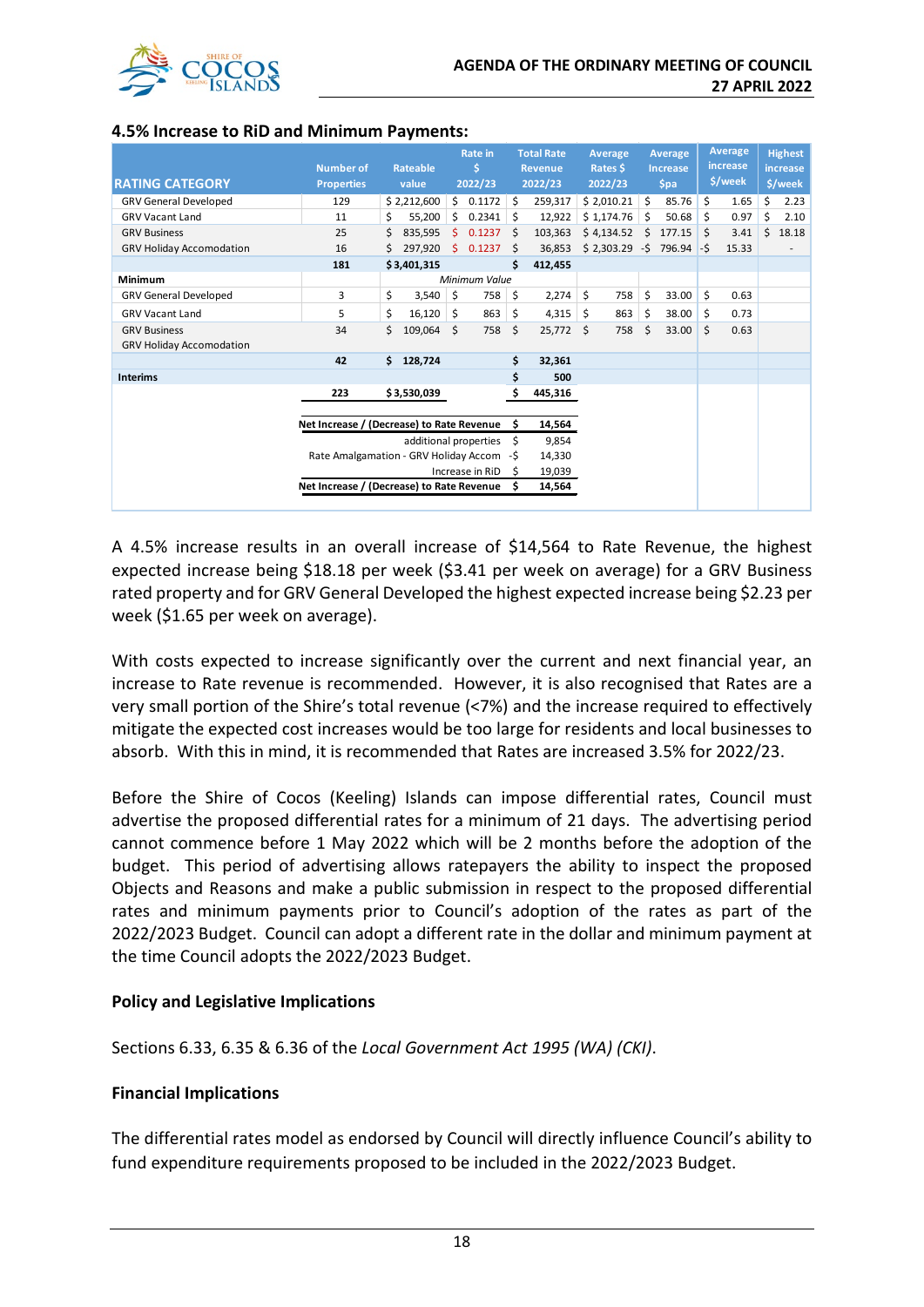### 4.5% Increase to RiD and Minimum Payments:

| RATING CATEGORY | Number of Properties | Rateable value | Rate in $ 2022/23 | Total Rate Revenue 2022/23 | Average Rates $ 2022/23 | Average Increase $pa | Average increase $/week | Highest increase $/week |
|---|---|---|---|---|---|---|---|---|
| GRV General Developed | 129 | $ 2,212,600 | $ 0.1172 | $ 259,317 | $ 2,010.21 | $ 85.76 | $ 1.65 | $ 2.23 |
| GRV Vacant Land | 11 | $ 55,200 | $ 0.2341 | $ 12,922 | $ 1,174.76 | $ 50.68 | $ 0.97 | $ 2.10 |
| GRV Business | 25 | $ 835,595 | $ 0.1237 | $ 103,363 | $ 4,134.52 | $ 177.15 | $ 3.41 | $ 18.18 |
| GRV Holiday Accomodation | 16 | $ 297,920 | $ 0.1237 | $ 36,853 | $ 2,303.29 | -$ 796.94 | -$ 15.33 | - |
| | 181 | $ 3,401,315 | | $ 412,455 | | | | |
| **Minimum** | | | *Minimum Value* | | | | | |
| GRV General Developed | 3 | $ 3,540 | $ 758 | $ 2,274 | $ 758 | $ 33.00 | $ 0.63 | |
| GRV Vacant Land | 5 | $ 16,120 | $ 863 | $ 4,315 | $ 863 | $ 38.00 | $ 0.73 | |
| GRV Business<br>GRV Holiday Accomodation | 34 | $ 109,064 | $ 758 | $ 25,772 | $ 758 | $ 33.00 | $ 0.63 | |
| | 42 | $ 128,724 | | $ 32,361 | | | | |
| **Interims** | | | | $ 500 | | | | |
| | 223 | $ 3,530,039 | | $ 445,316 | | | | |

| | |
|---|---|
| **Net Increase / (Decrease) to Rate Revenue** | **$ 14,564** |
| additional properties | $ 9,854 |
| Rate Amalgamation - GRV Holiday Accom | -$ 14,330 |
| Increase in RiD | $ 19,039 |
| **Net Increase / (Decrease) to Rate Revenue** | **$ 14,564** |

A 4.5% increase results in an overall increase of $14,564 to Rate Revenue, the highest expected increase being $18.18 per week ($3.41 per week on average) for a GRV Business rated property and for GRV General Developed the highest expected increase being $2.23 per week ($1.65 per week on average).

With costs expected to increase significantly over the current and next financial year, an increase to Rate revenue is recommended. However, it is also recognised that Rates are a very small portion of the Shire's total revenue (<7%) and the increase required to effectively mitigate the expected cost increases would be too large for residents and local businesses to absorb. With this in mind, it is recommended that Rates are increased 3.5% for 2022/23.

Before the Shire of Cocos (Keeling) Islands can impose differential rates, Council must advertise the proposed differential rates for a minimum of 21 days. The advertising period cannot commence before 1 May 2022 which will be 2 months before the adoption of the budget. This period of advertising allows ratepayers the ability to inspect the proposed Objects and Reasons and make a public submission in respect to the proposed differential rates and minimum payments prior to Council's adoption of the rates as part of the 2022/2023 Budget. Council can adopt a different rate in the dollar and minimum payment at the time Council adopts the 2022/2023 Budget.

**Policy and Legislative Implications**

Sections 6.33, 6.35 & 6.36 of the *Local Government Act 1995 (WA) (CKI)*.

**Financial Implications**

The differential rates model as endorsed by Council will directly influence Council's ability to fund expenditure requirements proposed to be included in the 2022/2023 Budget.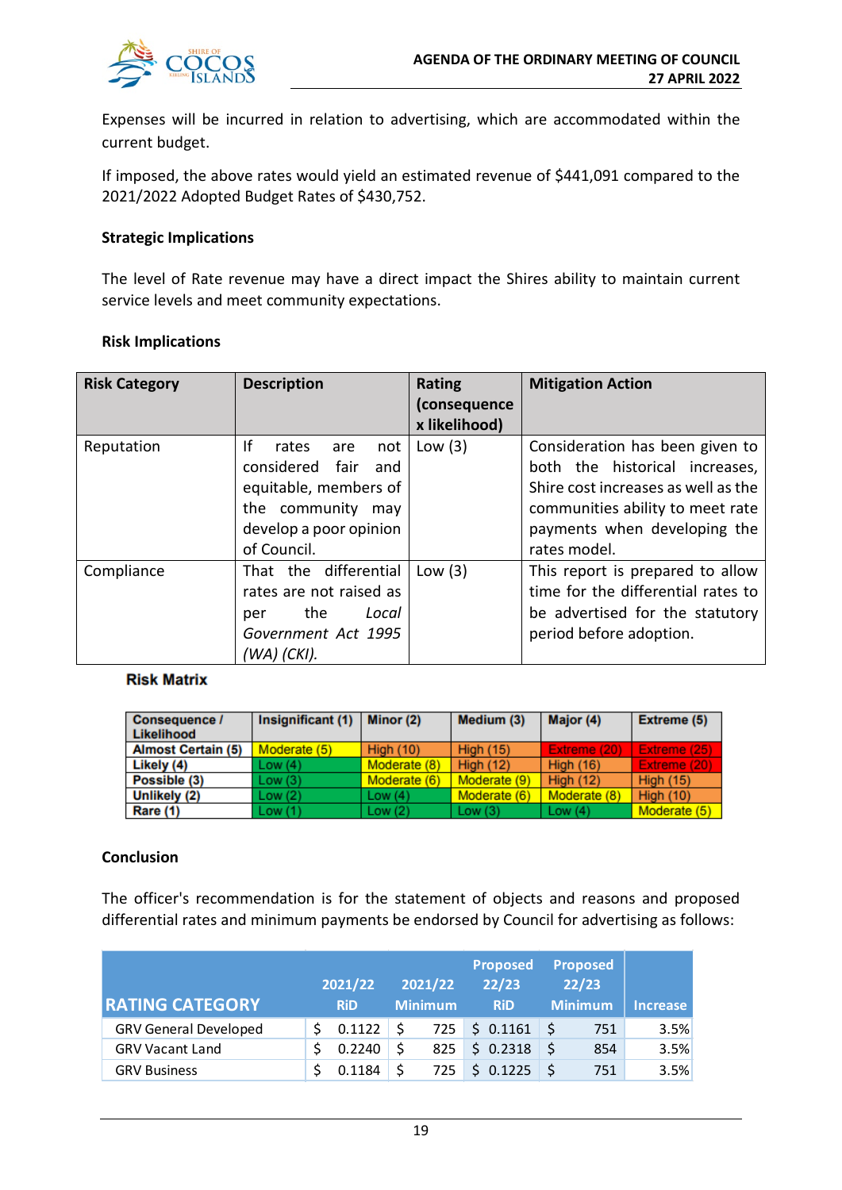Expenses will be incurred in relation to advertising, which are accommodated within the current budget.

If imposed, the above rates would yield an estimated revenue of $441,091 compared to the 2021/2022 Adopted Budget Rates of $430,752.

**Strategic Implications**

The level of Rate revenue may have a direct impact the Shires ability to maintain current service levels and meet community expectations.

**Risk Implications**

| Risk Category | Description | Rating (consequence x likelihood) | Mitigation Action |
|---|---|---|---|
| Reputation | If rates are not considered fair and equitable, members of the community may develop a poor opinion of Council. | Low (3) | Consideration has been given to both the historical increases, Shire cost increases as well as the communities ability to meet rate payments when developing the rates model. |
| Compliance | That the differential rates are not raised as per the *Local Government Act 1995 (WA) (CKI).* | Low (3) | This report is prepared to allow time for the differential rates to be advertised for the statutory period before adoption. |

**Risk Matrix**

| Consequence / Likelihood | Insignificant (1) | Minor (2) | Medium (3) | Major (4) | Extreme (5) |
|---|---|---|---|---|---|
| Almost Certain (5) | Moderate (5) | High (10) | High (15) | Extreme (20) | Extreme (25) |
| Likely (4) | Low (4) | Moderate (8) | High (12) | High (16) | Extreme (20) |
| Possible (3) | Low (3) | Moderate (6) | Moderate (9) | High (12) | High (15) |
| Unlikely (2) | Low (2) | Low (4) | Moderate (6) | Moderate (8) | High (10) |
| Rare (1) | Low (1) | Low (2) | Low (3) | Low (4) | Moderate (5) |

**Conclusion**

The officer's recommendation is for the statement of objects and reasons and proposed differential rates and minimum payments be endorsed by Council for advertising as follows:

| RATING CATEGORY | 2021/22 RiD | 2021/22 Minimum | Proposed 22/23 RiD | Proposed 22/23 Minimum | Increase |
|---|---|---|---|---|---|
| GRV General Developed | $ 0.1122 | $ 725 | $ 0.1161 | $ 751 | 3.5% |
| GRV Vacant Land | $ 0.2240 | $ 825 | $ 0.2318 | $ 854 | 3.5% |
| GRV Business | $ 0.1184 | $ 725 | $ 0.1225 | $ 751 | 3.5% |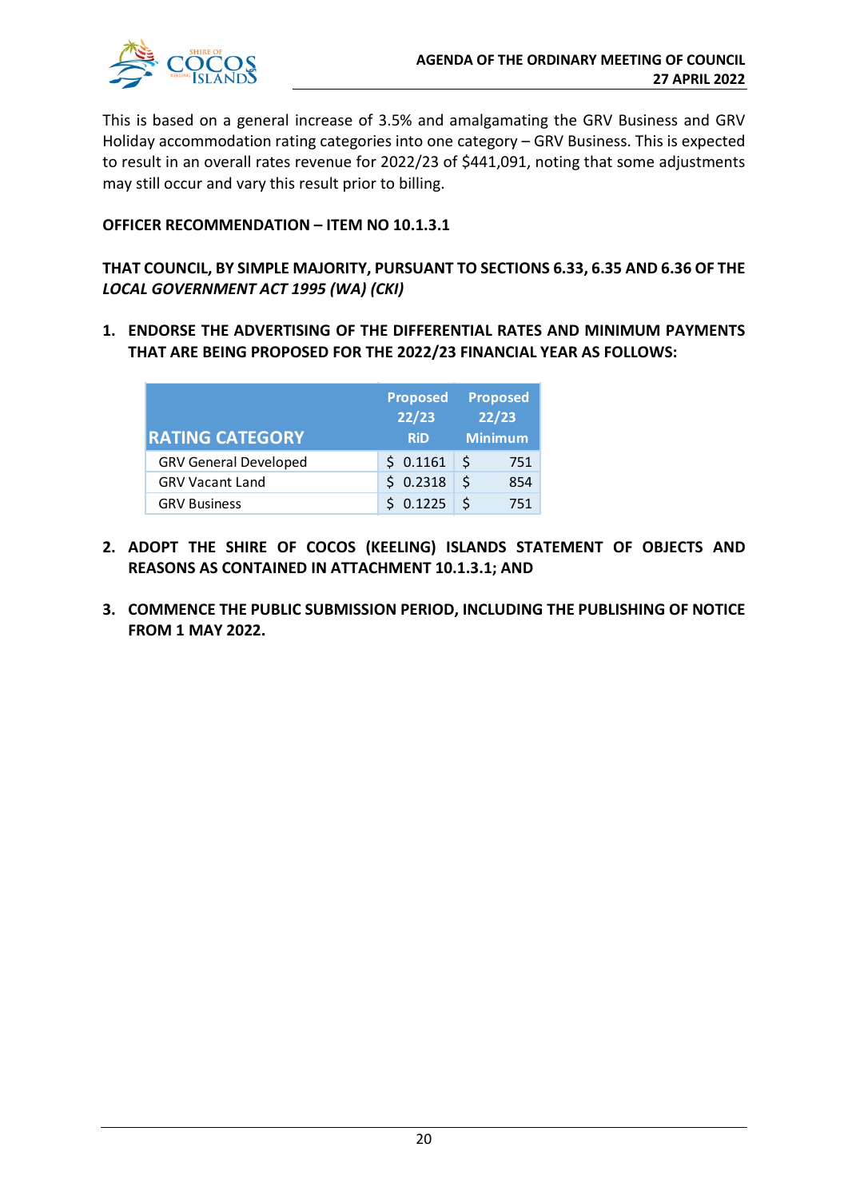This is based on a general increase of 3.5% and amalgamating the GRV Business and GRV Holiday accommodation rating categories into one category – GRV Business. This is expected to result in an overall rates revenue for 2022/23 of $441,091, noting that some adjustments may still occur and vary this result prior to billing.

**OFFICER RECOMMENDATION – ITEM NO 10.1.3.1**

**THAT COUNCIL, BY SIMPLE MAJORITY, PURSUANT TO SECTIONS 6.33, 6.35 AND 6.36 OF THE *LOCAL GOVERNMENT ACT 1995 (WA) (CKI)***

1. **ENDORSE THE ADVERTISING OF THE DIFFERENTIAL RATES AND MINIMUM PAYMENTS THAT ARE BEING PROPOSED FOR THE 2022/23 FINANCIAL YEAR AS FOLLOWS:**

| RATING CATEGORY | Proposed 22/23 RiD | Proposed 22/23 Minimum |
|---|---|---|
| GRV General Developed | $ 0.1161 | $ 751 |
| GRV Vacant Land | $ 0.2318 | $ 854 |
| GRV Business | $ 0.1225 | $ 751 |

2. **ADOPT THE SHIRE OF COCOS (KEELING) ISLANDS STATEMENT OF OBJECTS AND REASONS AS CONTAINED IN ATTACHMENT 10.1.3.1; AND**

3. **COMMENCE THE PUBLIC SUBMISSION PERIOD, INCLUDING THE PUBLISHING OF NOTICE FROM 1 MAY 2022.**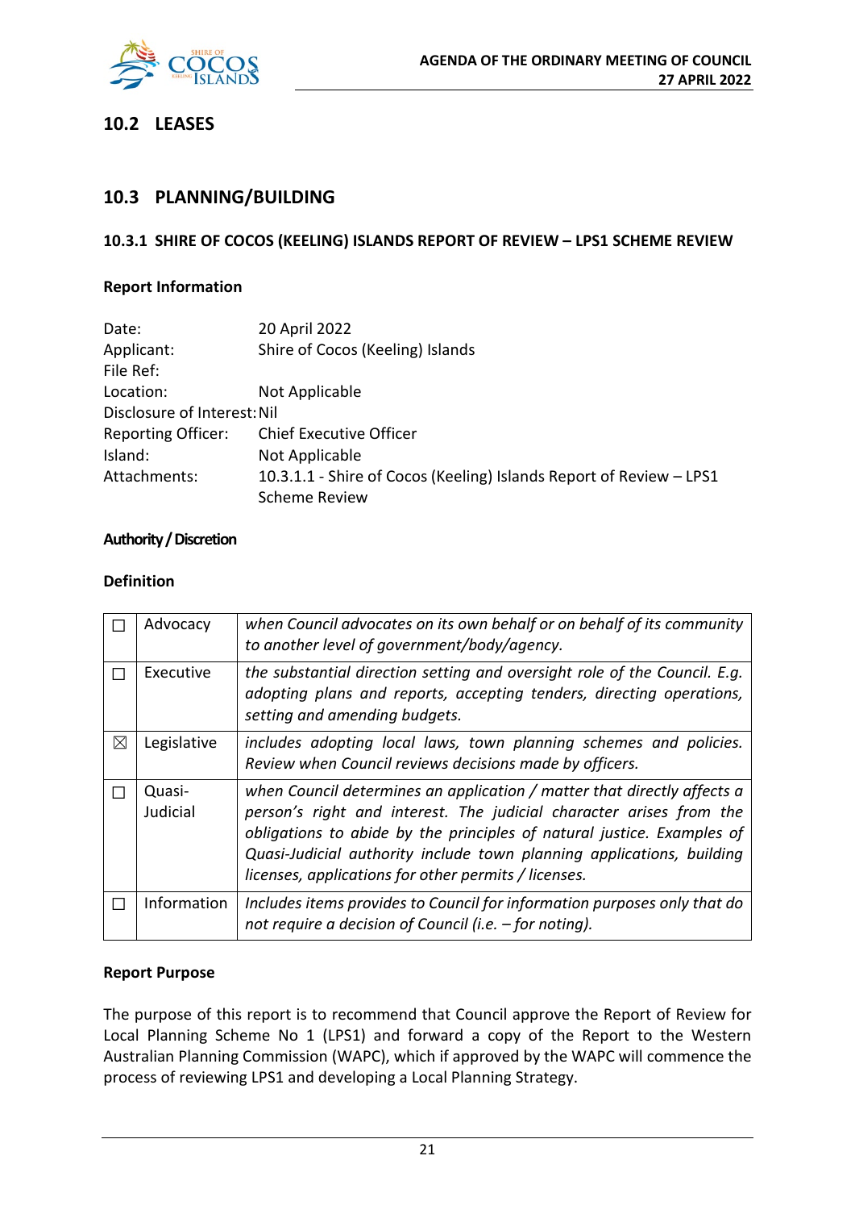## 10.2 LEASES

## 10.3 PLANNING/BUILDING

### 10.3.1 SHIRE OF COCOS (KEELING) ISLANDS REPORT OF REVIEW – LPS1 SCHEME REVIEW

**Report Information**

| | |
|---|---|
| Date: | 20 April 2022 |
| Applicant: | Shire of Cocos (Keeling) Islands |
| File Ref: | |
| Location: | Not Applicable |
| Disclosure of Interest: | Nil |
| Reporting Officer: | Chief Executive Officer |
| Island: | Not Applicable |
| Attachments: | 10.3.1.1 - Shire of Cocos (Keeling) Islands Report of Review – LPS1 Scheme Review |

**Authority / Discretion**

**Definition**

| | | |
|---|---|---|
| ☐ | Advocacy | *when Council advocates on its own behalf or on behalf of its community to another level of government/body/agency.* |
| ☐ | Executive | *the substantial direction setting and oversight role of the Council. E.g. adopting plans and reports, accepting tenders, directing operations, setting and amending budgets.* |
| ☒ | Legislative | *includes adopting local laws, town planning schemes and policies. Review when Council reviews decisions made by officers.* |
| ☐ | Quasi-Judicial | *when Council determines an application / matter that directly affects a person's right and interest. The judicial character arises from the obligations to abide by the principles of natural justice. Examples of Quasi-Judicial authority include town planning applications, building licenses, applications for other permits / licenses.* |
| ☐ | Information | *Includes items provides to Council for information purposes only that do not require a decision of Council (i.e. – for noting).* |

**Report Purpose**

The purpose of this report is to recommend that Council approve the Report of Review for Local Planning Scheme No 1 (LPS1) and forward a copy of the Report to the Western Australian Planning Commission (WAPC), which if approved by the WAPC will commence the process of reviewing LPS1 and developing a Local Planning Strategy.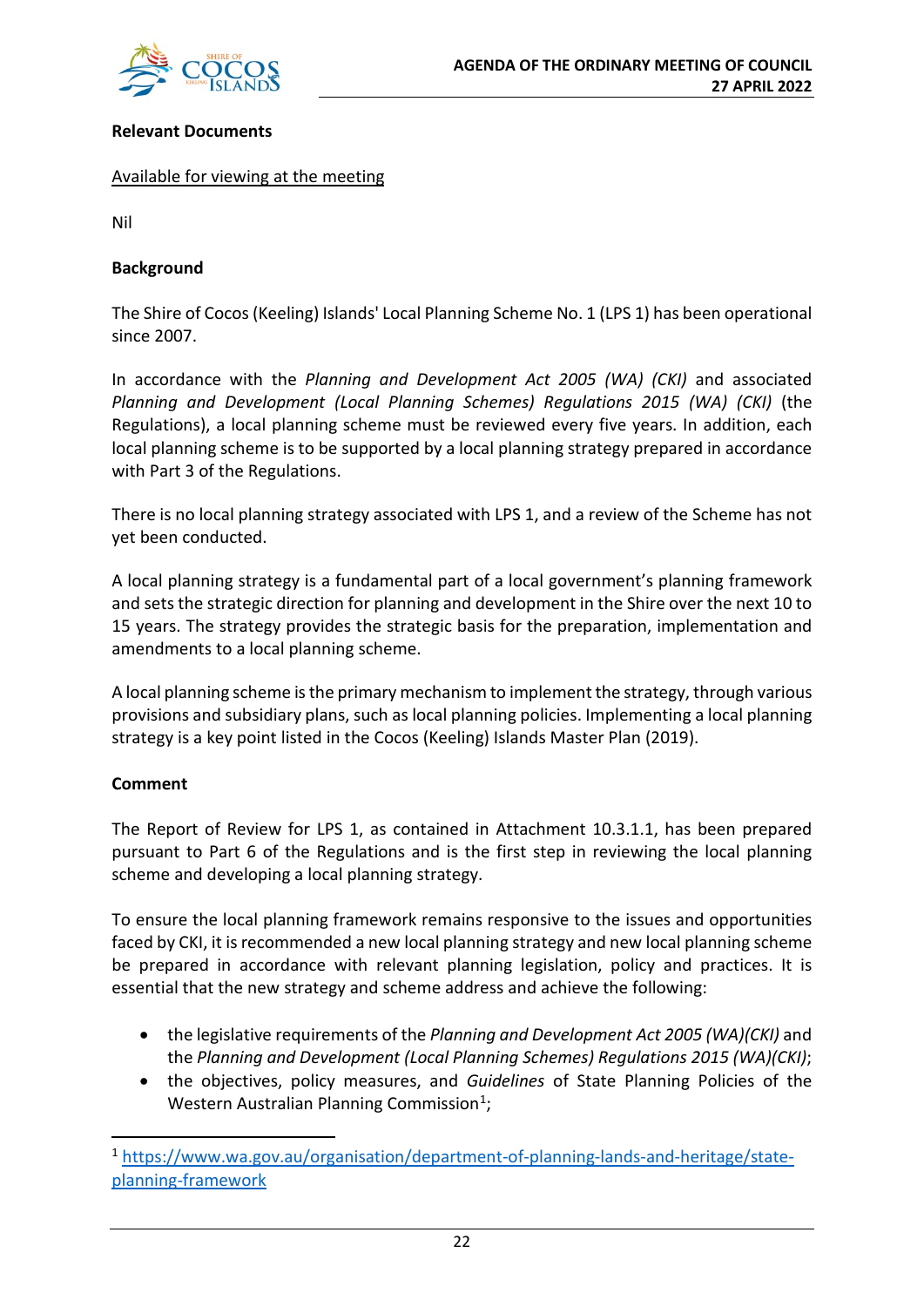**Relevant Documents**

Available for viewing at the meeting

Nil

**Background**

The Shire of Cocos (Keeling) Islands' Local Planning Scheme No. 1 (LPS 1) has been operational since 2007.

In accordance with the *Planning and Development Act 2005 (WA) (CKI)* and associated *Planning and Development (Local Planning Schemes) Regulations 2015 (WA) (CKI)* (the Regulations), a local planning scheme must be reviewed every five years. In addition, each local planning scheme is to be supported by a local planning strategy prepared in accordance with Part 3 of the Regulations.

There is no local planning strategy associated with LPS 1, and a review of the Scheme has not yet been conducted.

A local planning strategy is a fundamental part of a local government's planning framework and sets the strategic direction for planning and development in the Shire over the next 10 to 15 years. The strategy provides the strategic basis for the preparation, implementation and amendments to a local planning scheme.

A local planning scheme is the primary mechanism to implement the strategy, through various provisions and subsidiary plans, such as local planning policies. Implementing a local planning strategy is a key point listed in the Cocos (Keeling) Islands Master Plan (2019).

**Comment**

The Report of Review for LPS 1, as contained in Attachment 10.3.1.1, has been prepared pursuant to Part 6 of the Regulations and is the first step in reviewing the local planning scheme and developing a local planning strategy.

To ensure the local planning framework remains responsive to the issues and opportunities faced by CKI, it is recommended a new local planning strategy and new local planning scheme be prepared in accordance with relevant planning legislation, policy and practices. It is essential that the new strategy and scheme address and achieve the following:

- the legislative requirements of the *Planning and Development Act 2005 (WA)(CKI)* and the *Planning and Development (Local Planning Schemes) Regulations 2015 (WA)(CKI)*;
- the objectives, policy measures, and *Guidelines* of State Planning Policies of the Western Australian Planning Commission[1];

[1] https://www.wa.gov.au/organisation/department-of-planning-lands-and-heritage/state-planning-framework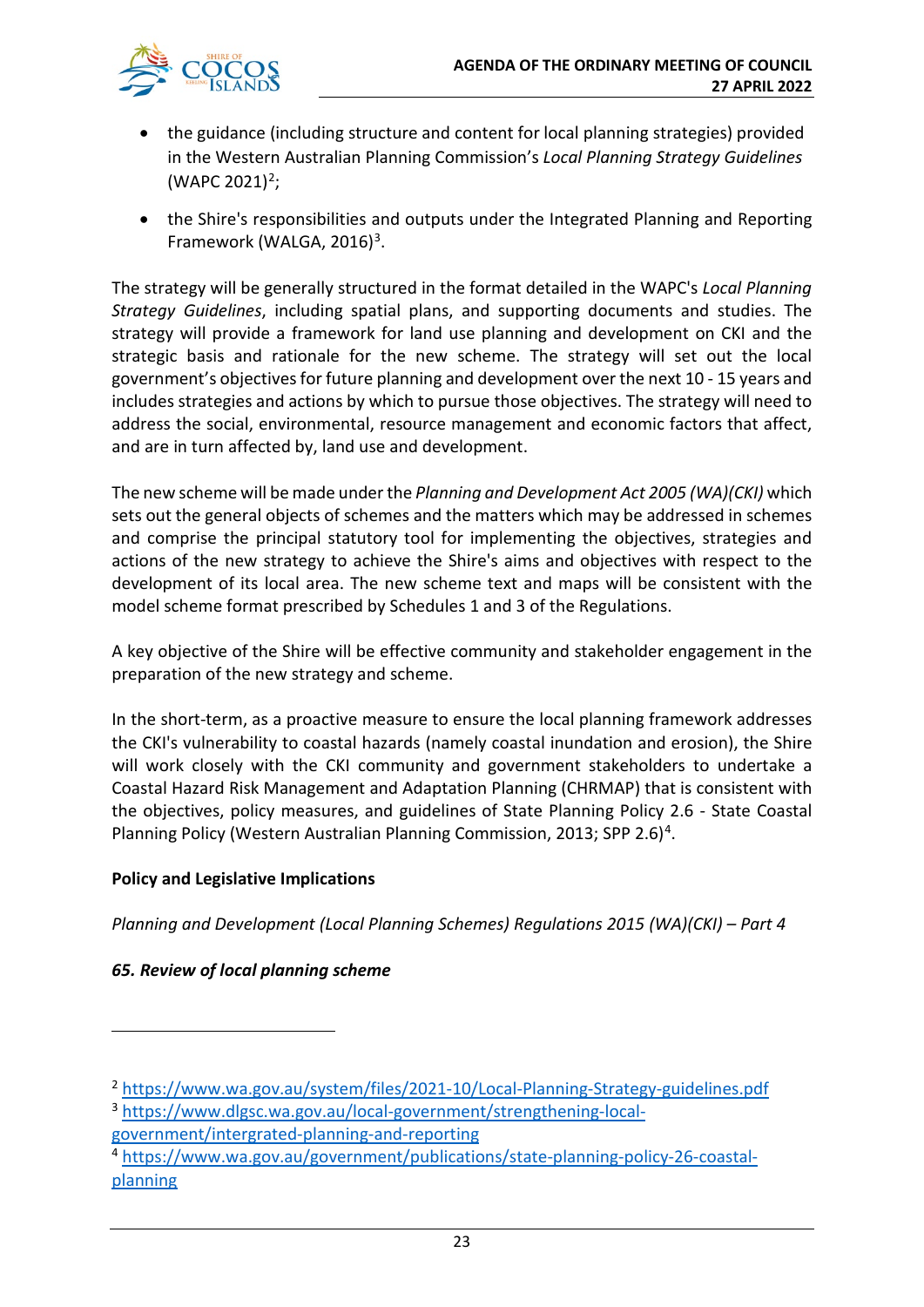- the guidance (including structure and content for local planning strategies) provided in the Western Australian Planning Commission's *Local Planning Strategy Guidelines* (WAPC 2021)[2];
- the Shire's responsibilities and outputs under the Integrated Planning and Reporting Framework (WALGA, 2016)[3].

The strategy will be generally structured in the format detailed in the WAPC's *Local Planning Strategy Guidelines*, including spatial plans, and supporting documents and studies. The strategy will provide a framework for land use planning and development on CKI and the strategic basis and rationale for the new scheme. The strategy will set out the local government's objectives for future planning and development over the next 10 - 15 years and includes strategies and actions by which to pursue those objectives. The strategy will need to address the social, environmental, resource management and economic factors that affect, and are in turn affected by, land use and development.

The new scheme will be made under the *Planning and Development Act 2005 (WA)(CKI)* which sets out the general objects of schemes and the matters which may be addressed in schemes and comprise the principal statutory tool for implementing the objectives, strategies and actions of the new strategy to achieve the Shire's aims and objectives with respect to the development of its local area. The new scheme text and maps will be consistent with the model scheme format prescribed by Schedules 1 and 3 of the Regulations.

A key objective of the Shire will be effective community and stakeholder engagement in the preparation of the new strategy and scheme.

In the short-term, as a proactive measure to ensure the local planning framework addresses the CKI's vulnerability to coastal hazards (namely coastal inundation and erosion), the Shire will work closely with the CKI community and government stakeholders to undertake a Coastal Hazard Risk Management and Adaptation Planning (CHRMAP) that is consistent with the objectives, policy measures, and guidelines of State Planning Policy 2.6 - State Coastal Planning Policy (Western Australian Planning Commission, 2013; SPP 2.6)[4].

**Policy and Legislative Implications**

*Planning and Development (Local Planning Schemes) Regulations 2015 (WA)(CKI) – Part 4*

***65. Review of local planning scheme***

---

[2] https://www.wa.gov.au/system/files/2021-10/Local-Planning-Strategy-guidelines.pdf

[3] https://www.dlgsc.wa.gov.au/local-government/strengthening-local-government/intergrated-planning-and-reporting

[4] https://www.wa.gov.au/government/publications/state-planning-policy-26-coastal-planning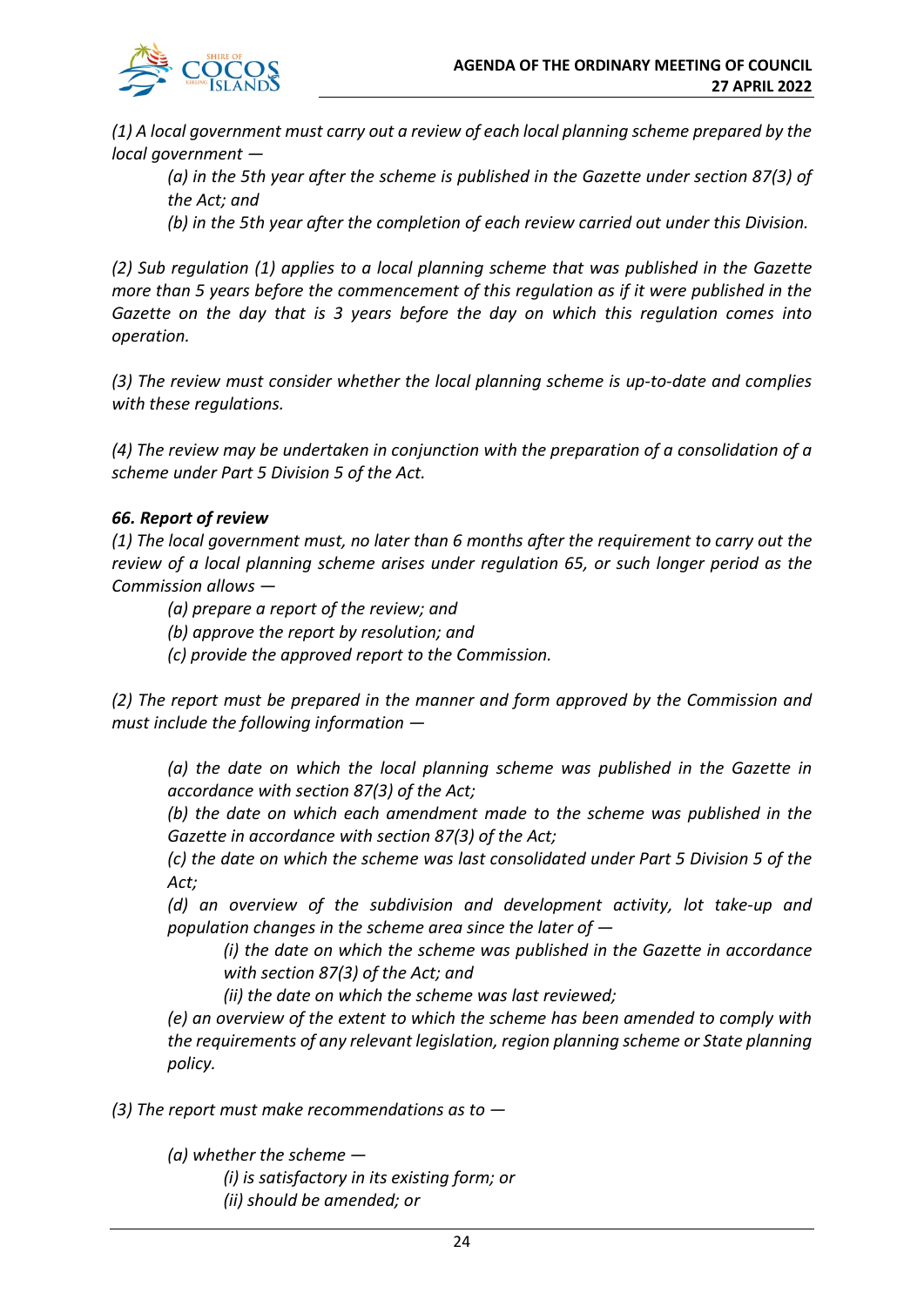*(1) A local government must carry out a review of each local planning scheme prepared by the local government —*

> *(a) in the 5th year after the scheme is published in the Gazette under section 87(3) of the Act; and*
>
> *(b) in the 5th year after the completion of each review carried out under this Division.*

*(2) Sub regulation (1) applies to a local planning scheme that was published in the Gazette more than 5 years before the commencement of this regulation as if it were published in the Gazette on the day that is 3 years before the day on which this regulation comes into operation.*

*(3) The review must consider whether the local planning scheme is up-to-date and complies with these regulations.*

*(4) The review may be undertaken in conjunction with the preparation of a consolidation of a scheme under Part 5 Division 5 of the Act.*

***66. Report of review***

*(1) The local government must, no later than 6 months after the requirement to carry out the review of a local planning scheme arises under regulation 65, or such longer period as the Commission allows —*

> *(a) prepare a report of the review; and*
>
> *(b) approve the report by resolution; and*
>
> *(c) provide the approved report to the Commission.*

*(2) The report must be prepared in the manner and form approved by the Commission and must include the following information —*

> *(a) the date on which the local planning scheme was published in the Gazette in accordance with section 87(3) of the Act;*
>
> *(b) the date on which each amendment made to the scheme was published in the Gazette in accordance with section 87(3) of the Act;*
>
> *(c) the date on which the scheme was last consolidated under Part 5 Division 5 of the Act;*
>
> *(d) an overview of the subdivision and development activity, lot take-up and population changes in the scheme area since the later of —*
>
> > *(i) the date on which the scheme was published in the Gazette in accordance with section 87(3) of the Act; and*
> >
> > *(ii) the date on which the scheme was last reviewed;*
>
> *(e) an overview of the extent to which the scheme has been amended to comply with the requirements of any relevant legislation, region planning scheme or State planning policy.*

*(3) The report must make recommendations as to —*

> *(a) whether the scheme —*
>
> > *(i) is satisfactory in its existing form; or*
> >
> > *(ii) should be amended; or*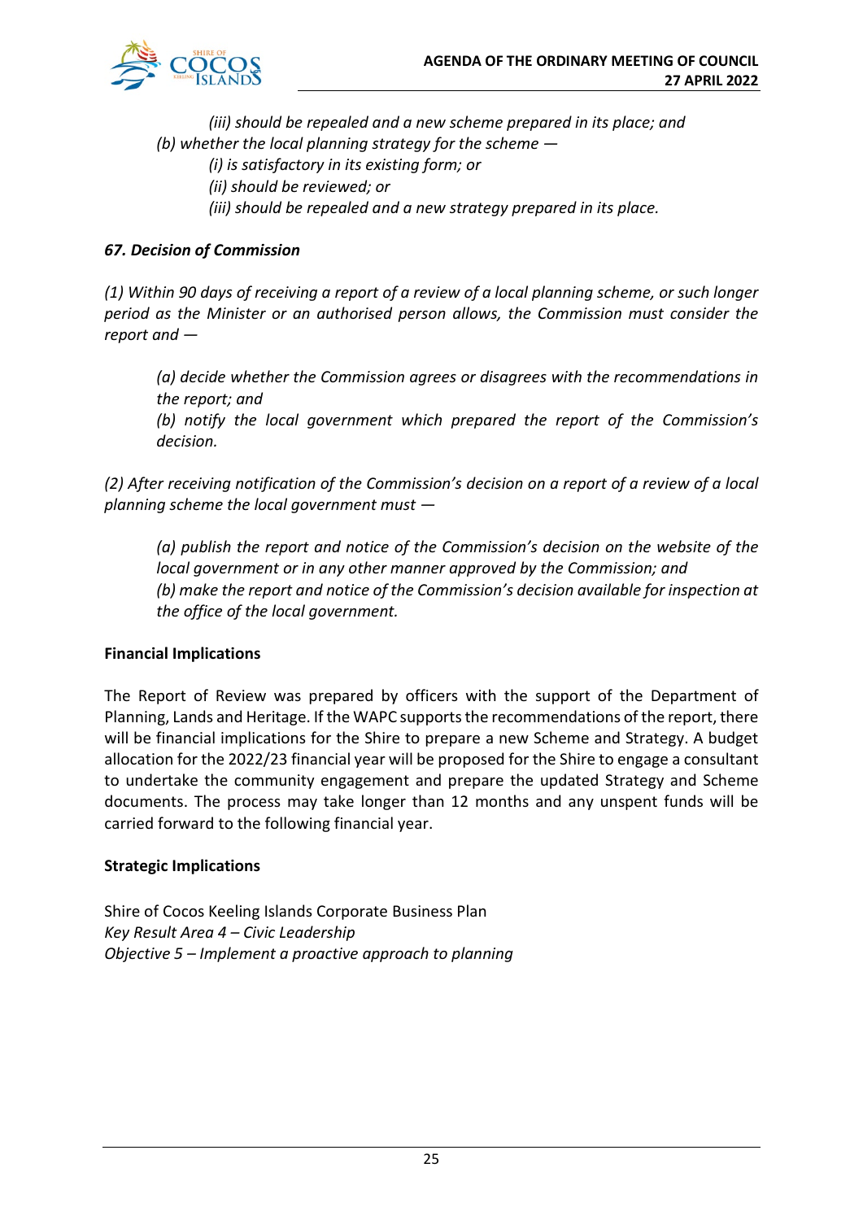*(iii) should be repealed and a new scheme prepared in its place; and*

*(b) whether the local planning strategy for the scheme —*

*(i) is satisfactory in its existing form; or*

*(ii) should be reviewed; or*

*(iii) should be repealed and a new strategy prepared in its place.*

***67. Decision of Commission***

*(1) Within 90 days of receiving a report of a review of a local planning scheme, or such longer period as the Minister or an authorised person allows, the Commission must consider the report and —*

*(a) decide whether the Commission agrees or disagrees with the recommendations in the report; and*

*(b) notify the local government which prepared the report of the Commission's decision.*

*(2) After receiving notification of the Commission's decision on a report of a review of a local planning scheme the local government must —*

*(a) publish the report and notice of the Commission's decision on the website of the local government or in any other manner approved by the Commission; and*

*(b) make the report and notice of the Commission's decision available for inspection at the office of the local government.*

**Financial Implications**

The Report of Review was prepared by officers with the support of the Department of Planning, Lands and Heritage. If the WAPC supports the recommendations of the report, there will be financial implications for the Shire to prepare a new Scheme and Strategy. A budget allocation for the 2022/23 financial year will be proposed for the Shire to engage a consultant to undertake the community engagement and prepare the updated Strategy and Scheme documents. The process may take longer than 12 months and any unspent funds will be carried forward to the following financial year.

**Strategic Implications**

Shire of Cocos Keeling Islands Corporate Business Plan
*Key Result Area 4 – Civic Leadership*
*Objective 5 – Implement a proactive approach to planning*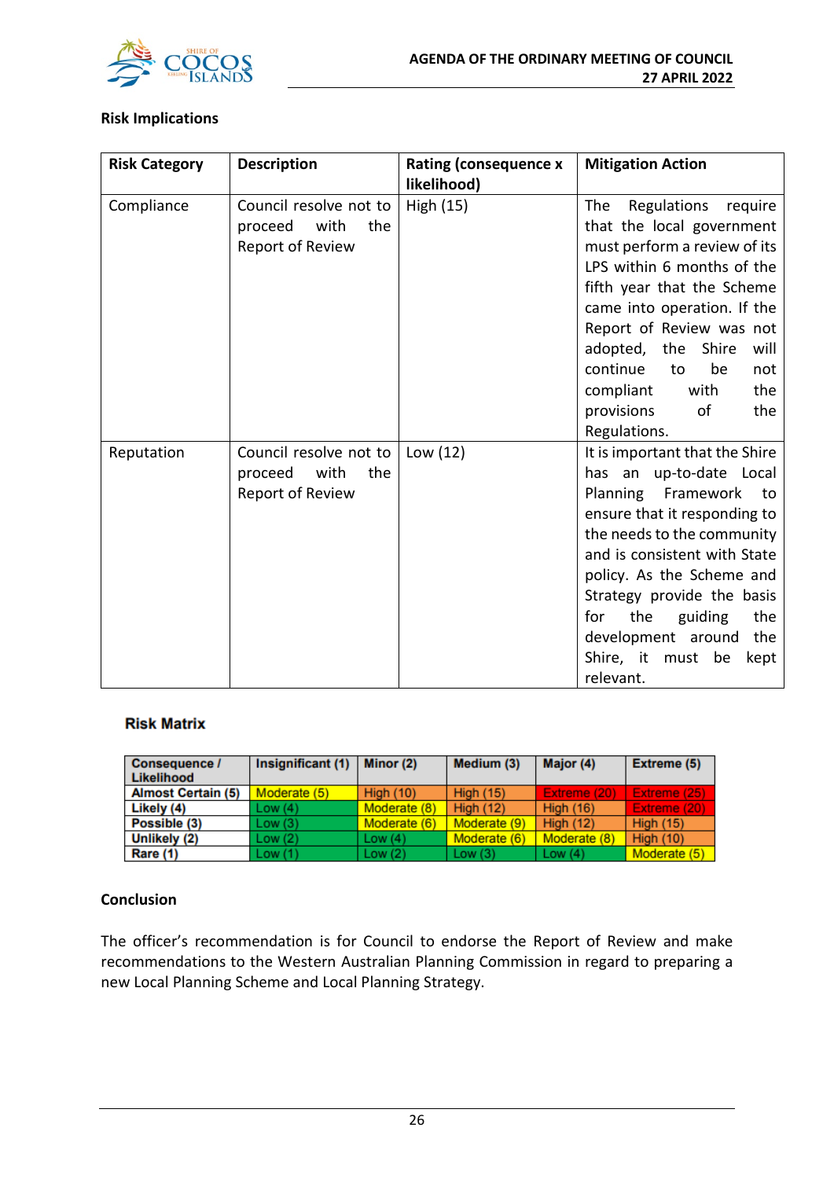**Risk Implications**

| Risk Category | Description | Rating (consequence x likelihood) | Mitigation Action |
|---|---|---|---|
| Compliance | Council resolve not to proceed with the Report of Review | High (15) | The Regulations require that the local government must perform a review of its LPS within 6 months of the fifth year that the Scheme came into operation. If the Report of Review was not adopted, the Shire will continue to be not compliant with the provisions of the Regulations. |
| Reputation | Council resolve not to proceed with the Report of Review | Low (12) | It is important that the Shire has an up-to-date Local Planning Framework to ensure that it responding to the needs to the community and is consistent with State policy. As the Scheme and Strategy provide the basis for the guiding the development around the Shire, it must be kept relevant. |

**Risk Matrix**

| Consequence / Likelihood | Insignificant (1) | Minor (2) | Medium (3) | Major (4) | Extreme (5) |
|---|---|---|---|---|---|
| **Almost Certain (5)** | Moderate (5) | High (10) | High (15) | Extreme (20) | Extreme (25) |
| **Likely (4)** | Low (4) | Moderate (8) | High (12) | High (16) | Extreme (20) |
| **Possible (3)** | Low (3) | Moderate (6) | Moderate (9) | High (12) | High (15) |
| **Unlikely (2)** | Low (2) | Low (4) | Moderate (6) | Moderate (8) | High (10) |
| **Rare (1)** | Low (1) | Low (2) | Low (3) | Low (4) | Moderate (5) |

**Conclusion**

The officer's recommendation is for Council to endorse the Report of Review and make recommendations to the Western Australian Planning Commission in regard to preparing a new Local Planning Scheme and Local Planning Strategy.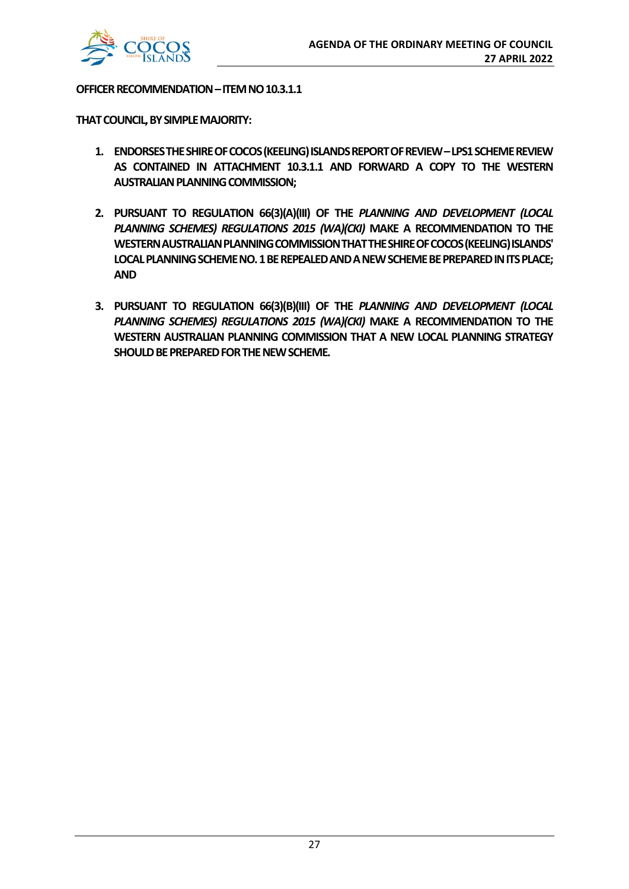**OFFICER RECOMMENDATION – ITEM NO 10.3.1.1**

**THAT COUNCIL, BY SIMPLE MAJORITY:**

1. **ENDORSES THE SHIRE OF COCOS (KEELING) ISLANDS REPORT OF REVIEW – LPS1 SCHEME REVIEW AS CONTAINED IN ATTACHMENT 10.3.1.1 AND FORWARD A COPY TO THE WESTERN AUSTRALIAN PLANNING COMMISSION;**

2. **PURSUANT TO REGULATION 66(3)(A)(III) OF THE *PLANNING AND DEVELOPMENT (LOCAL PLANNING SCHEMES) REGULATIONS 2015 (WA)(CKI)* MAKE A RECOMMENDATION TO THE WESTERN AUSTRALIAN PLANNING COMMISSION THAT THE SHIRE OF COCOS (KEELING) ISLANDS' LOCAL PLANNING SCHEME NO. 1 BE REPEALED AND A NEW SCHEME BE PREPARED IN ITS PLACE; AND**

3. **PURSUANT TO REGULATION 66(3)(B)(III) OF THE *PLANNING AND DEVELOPMENT (LOCAL PLANNING SCHEMES) REGULATIONS 2015 (WA)(CKI)* MAKE A RECOMMENDATION TO THE WESTERN AUSTRALIAN PLANNING COMMISSION THAT A NEW LOCAL PLANNING STRATEGY SHOULD BE PREPARED FOR THE NEW SCHEME.**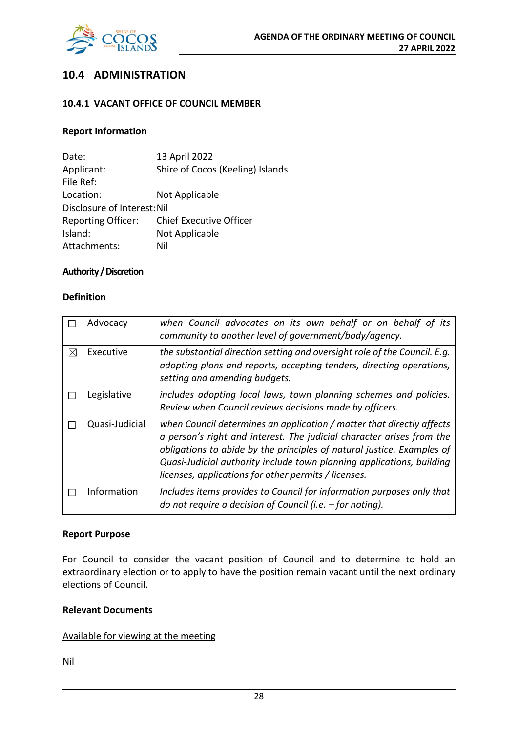## 10.4 ADMINISTRATION

### 10.4.1 VACANT OFFICE OF COUNCIL MEMBER

**Report Information**

Date: 13 April 2022
Applicant: Shire of Cocos (Keeling) Islands
File Ref:
Location: Not Applicable
Disclosure of Interest: Nil
Reporting Officer: Chief Executive Officer
Island: Not Applicable
Attachments: Nil

**Authority / Discretion**

**Definition**

| | | |
|---|---|---|
| ☐ | Advocacy | *when Council advocates on its own behalf or on behalf of its community to another level of government/body/agency.* |
| ☒ | Executive | *the substantial direction setting and oversight role of the Council. E.g. adopting plans and reports, accepting tenders, directing operations, setting and amending budgets.* |
| ☐ | Legislative | *includes adopting local laws, town planning schemes and policies. Review when Council reviews decisions made by officers.* |
| ☐ | Quasi-Judicial | *when Council determines an application / matter that directly affects a person's right and interest. The judicial character arises from the obligations to abide by the principles of natural justice. Examples of Quasi-Judicial authority include town planning applications, building licenses, applications for other permits / licenses.* |
| ☐ | Information | *Includes items provides to Council for information purposes only that do not require a decision of Council (i.e. – for noting).* |

**Report Purpose**

For Council to consider the vacant position of Council and to determine to hold an extraordinary election or to apply to have the position remain vacant until the next ordinary elections of Council.

**Relevant Documents**

Available for viewing at the meeting

Nil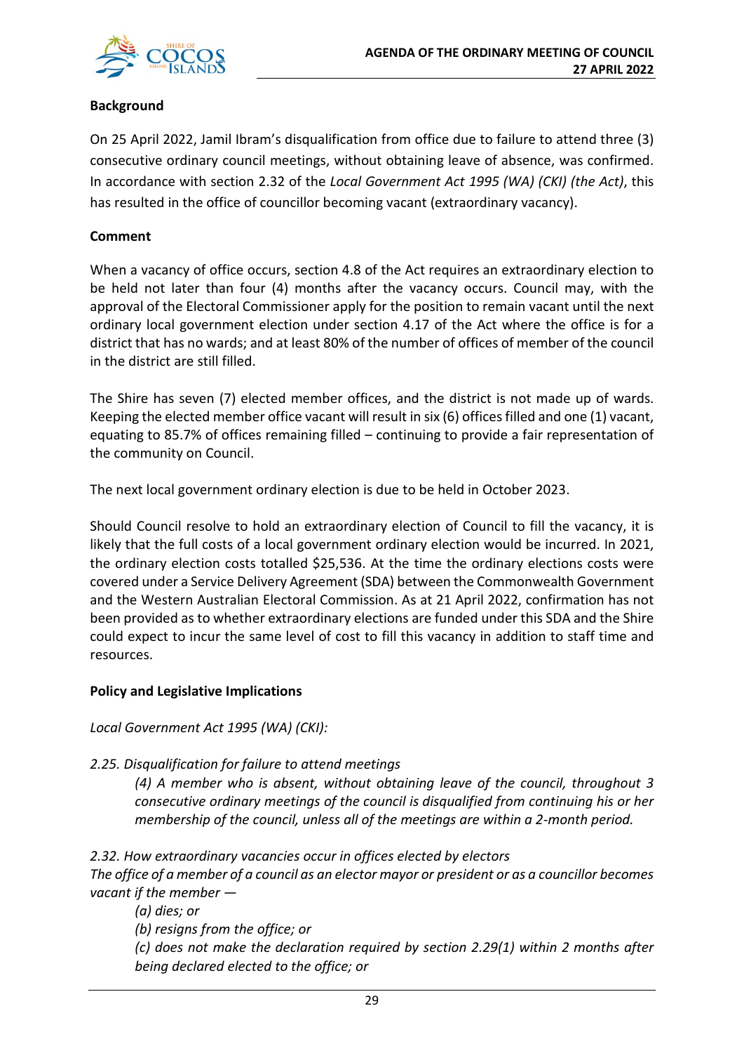**Background**

On 25 April 2022, Jamil Ibram's disqualification from office due to failure to attend three (3) consecutive ordinary council meetings, without obtaining leave of absence, was confirmed. In accordance with section 2.32 of the *Local Government Act 1995 (WA) (CKI) (the Act)*, this has resulted in the office of councillor becoming vacant (extraordinary vacancy).

**Comment**

When a vacancy of office occurs, section 4.8 of the Act requires an extraordinary election to be held not later than four (4) months after the vacancy occurs. Council may, with the approval of the Electoral Commissioner apply for the position to remain vacant until the next ordinary local government election under section 4.17 of the Act where the office is for a district that has no wards; and at least 80% of the number of offices of member of the council in the district are still filled.

The Shire has seven (7) elected member offices, and the district is not made up of wards. Keeping the elected member office vacant will result in six (6) offices filled and one (1) vacant, equating to 85.7% of offices remaining filled – continuing to provide a fair representation of the community on Council.

The next local government ordinary election is due to be held in October 2023.

Should Council resolve to hold an extraordinary election of Council to fill the vacancy, it is likely that the full costs of a local government ordinary election would be incurred. In 2021, the ordinary election costs totalled $25,536. At the time the ordinary elections costs were covered under a Service Delivery Agreement (SDA) between the Commonwealth Government and the Western Australian Electoral Commission. As at 21 April 2022, confirmation has not been provided as to whether extraordinary elections are funded under this SDA and the Shire could expect to incur the same level of cost to fill this vacancy in addition to staff time and resources.

**Policy and Legislative Implications**

*Local Government Act 1995 (WA) (CKI):*

*2.25. Disqualification for failure to attend meetings*

> *(4) A member who is absent, without obtaining leave of the council, throughout 3 consecutive ordinary meetings of the council is disqualified from continuing his or her membership of the council, unless all of the meetings are within a 2-month period.*

*2.32. How extraordinary vacancies occur in offices elected by electors*

*The office of a member of a council as an elector mayor or president or as a councillor becomes vacant if the member —*

> *(a) dies; or*
>
> *(b) resigns from the office; or*
>
> *(c) does not make the declaration required by section 2.29(1) within 2 months after being declared elected to the office; or*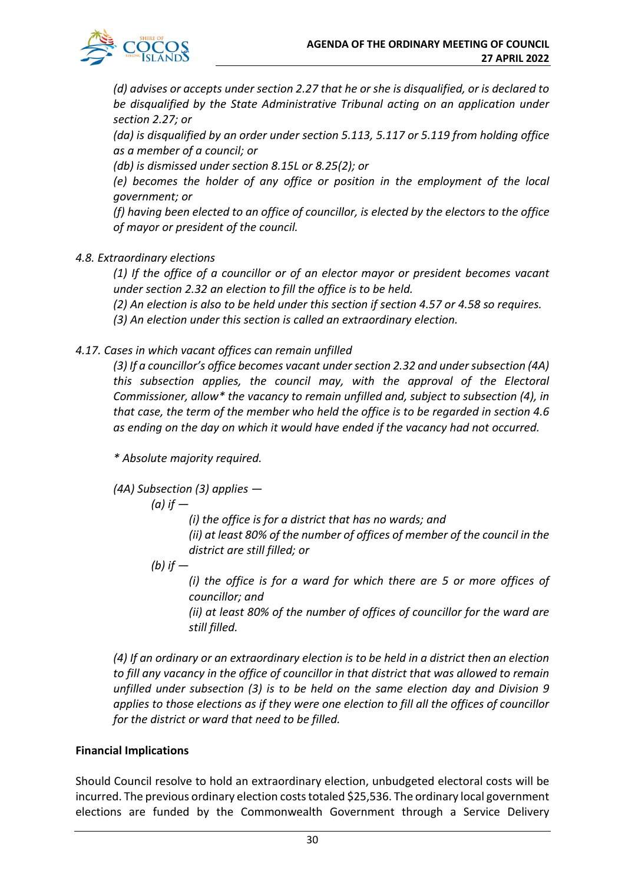*(d) advises or accepts under section 2.27 that he or she is disqualified, or is declared to be disqualified by the State Administrative Tribunal acting on an application under section 2.27; or*

*(da) is disqualified by an order under section 5.113, 5.117 or 5.119 from holding office as a member of a council; or*

*(db) is dismissed under section 8.15L or 8.25(2); or*

*(e) becomes the holder of any office or position in the employment of the local government; or*

*(f) having been elected to an office of councillor, is elected by the electors to the office of mayor or president of the council.*

*4.8. Extraordinary elections*

*(1) If the office of a councillor or of an elector mayor or president becomes vacant under section 2.32 an election to fill the office is to be held.*

*(2) An election is also to be held under this section if section 4.57 or 4.58 so requires.*

*(3) An election under this section is called an extraordinary election.*

*4.17. Cases in which vacant offices can remain unfilled*

*(3) If a councillor's office becomes vacant under section 2.32 and under subsection (4A) this subsection applies, the council may, with the approval of the Electoral Commissioner, allow* the vacancy to remain unfilled and, subject to subsection (4), in that case, the term of the member who held the office is to be regarded in section 4.6 as ending on the day on which it would have ended if the vacancy had not occurred.*

*\* Absolute majority required.*

*(4A) Subsection (3) applies —*

*(a) if —*

*(i) the office is for a district that has no wards; and*

*(ii) at least 80% of the number of offices of member of the council in the district are still filled; or*

*(b) if —*

*(i) the office is for a ward for which there are 5 or more offices of councillor; and*

*(ii) at least 80% of the number of offices of councillor for the ward are still filled.*

*(4) If an ordinary or an extraordinary election is to be held in a district then an election to fill any vacancy in the office of councillor in that district that was allowed to remain unfilled under subsection (3) is to be held on the same election day and Division 9 applies to those elections as if they were one election to fill all the offices of councillor for the district or ward that need to be filled.*

**Financial Implications**

Should Council resolve to hold an extraordinary election, unbudgeted electoral costs will be incurred. The previous ordinary election costs totaled $25,536. The ordinary local government elections are funded by the Commonwealth Government through a Service Delivery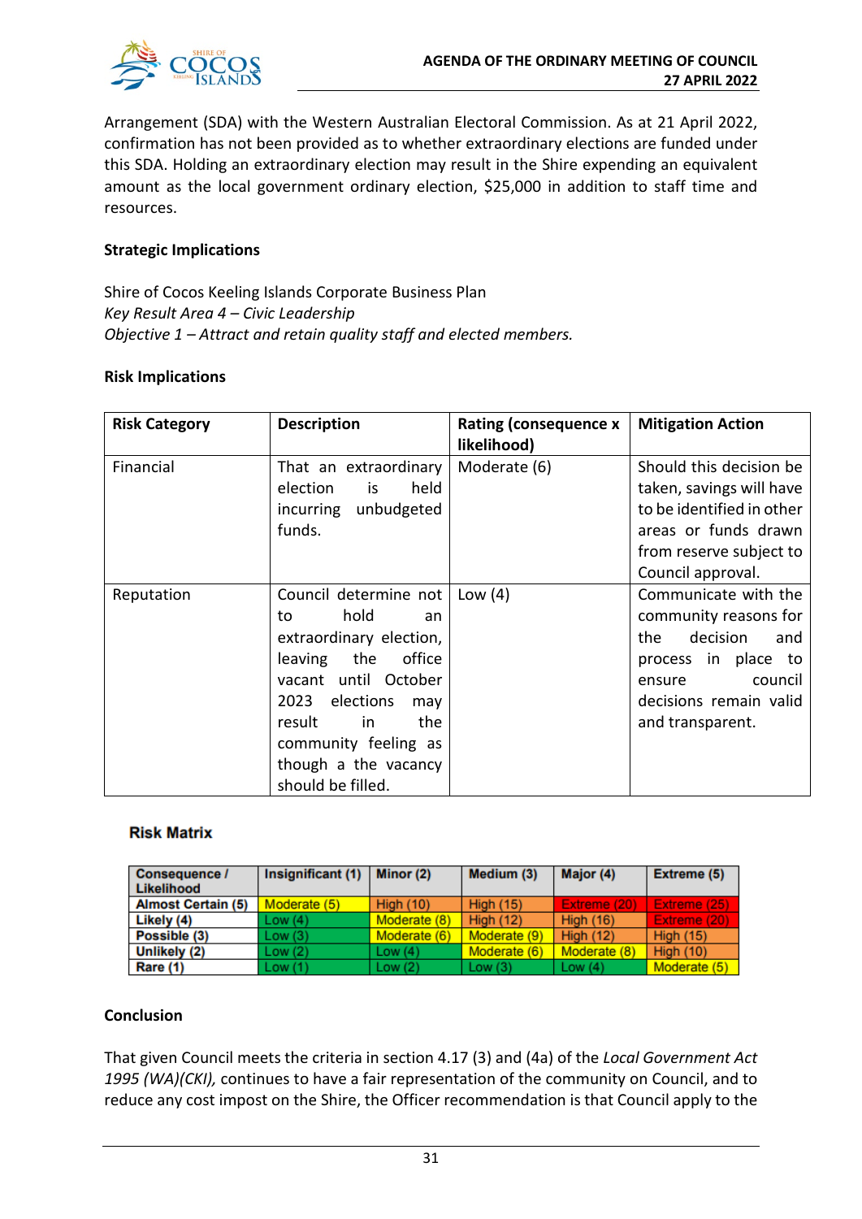Arrangement (SDA) with the Western Australian Electoral Commission. As at 21 April 2022, confirmation has not been provided as to whether extraordinary elections are funded under this SDA. Holding an extraordinary election may result in the Shire expending an equivalent amount as the local government ordinary election, $25,000 in addition to staff time and resources.

**Strategic Implications**

Shire of Cocos Keeling Islands Corporate Business Plan
*Key Result Area 4 – Civic Leadership*
*Objective 1 – Attract and retain quality staff and elected members.*

**Risk Implications**

| Risk Category | Description | Rating (consequence x likelihood) | Mitigation Action |
|---|---|---|---|
| Financial | That an extraordinary election is held incurring unbudgeted funds. | Moderate (6) | Should this decision be taken, savings will have to be identified in other areas or funds drawn from reserve subject to Council approval. |
| Reputation | Council determine not to hold an extraordinary election, leaving the office vacant until October 2023 elections may result in the community feeling as though a the vacancy should be filled. | Low (4) | Communicate with the community reasons for the decision and process in place to ensure council decisions remain valid and transparent. |

**Risk Matrix**

| Consequence / Likelihood | Insignificant (1) | Minor (2) | Medium (3) | Major (4) | Extreme (5) |
|---|---|---|---|---|---|
| Almost Certain (5) | Moderate (5) | High (10) | High (15) | Extreme (20) | Extreme (25) |
| Likely (4) | Low (4) | Moderate (8) | High (12) | High (16) | Extreme (20) |
| Possible (3) | Low (3) | Moderate (6) | Moderate (9) | High (12) | High (15) |
| Unlikely (2) | Low (2) | Low (4) | Moderate (6) | Moderate (8) | High (10) |
| Rare (1) | Low (1) | Low (2) | Low (3) | Low (4) | Moderate (5) |

**Conclusion**

That given Council meets the criteria in section 4.17 (3) and (4a) of the *Local Government Act 1995 (WA)(CKI),* continues to have a fair representation of the community on Council, and to reduce any cost impost on the Shire, the Officer recommendation is that Council apply to the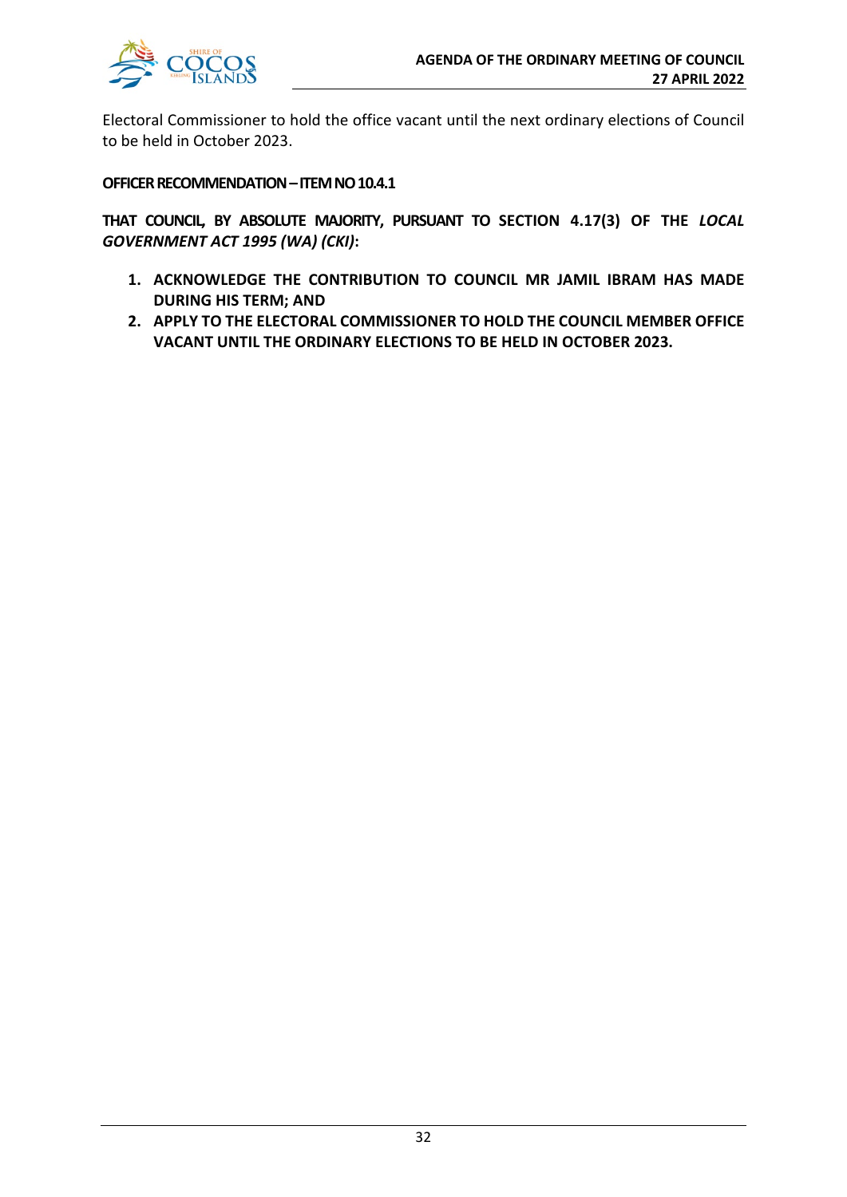Electoral Commissioner to hold the office vacant until the next ordinary elections of Council to be held in October 2023.

**OFFICER RECOMMENDATION – ITEM NO 10.4.1**

**THAT COUNCIL, BY ABSOLUTE MAJORITY, PURSUANT TO SECTION 4.17(3) OF THE *LOCAL GOVERNMENT ACT 1995 (WA) (CKI)*:**

1. **ACKNOWLEDGE THE CONTRIBUTION TO COUNCIL MR JAMIL IBRAM HAS MADE DURING HIS TERM; AND**
2. **APPLY TO THE ELECTORAL COMMISSIONER TO HOLD THE COUNCIL MEMBER OFFICE VACANT UNTIL THE ORDINARY ELECTIONS TO BE HELD IN OCTOBER 2023.**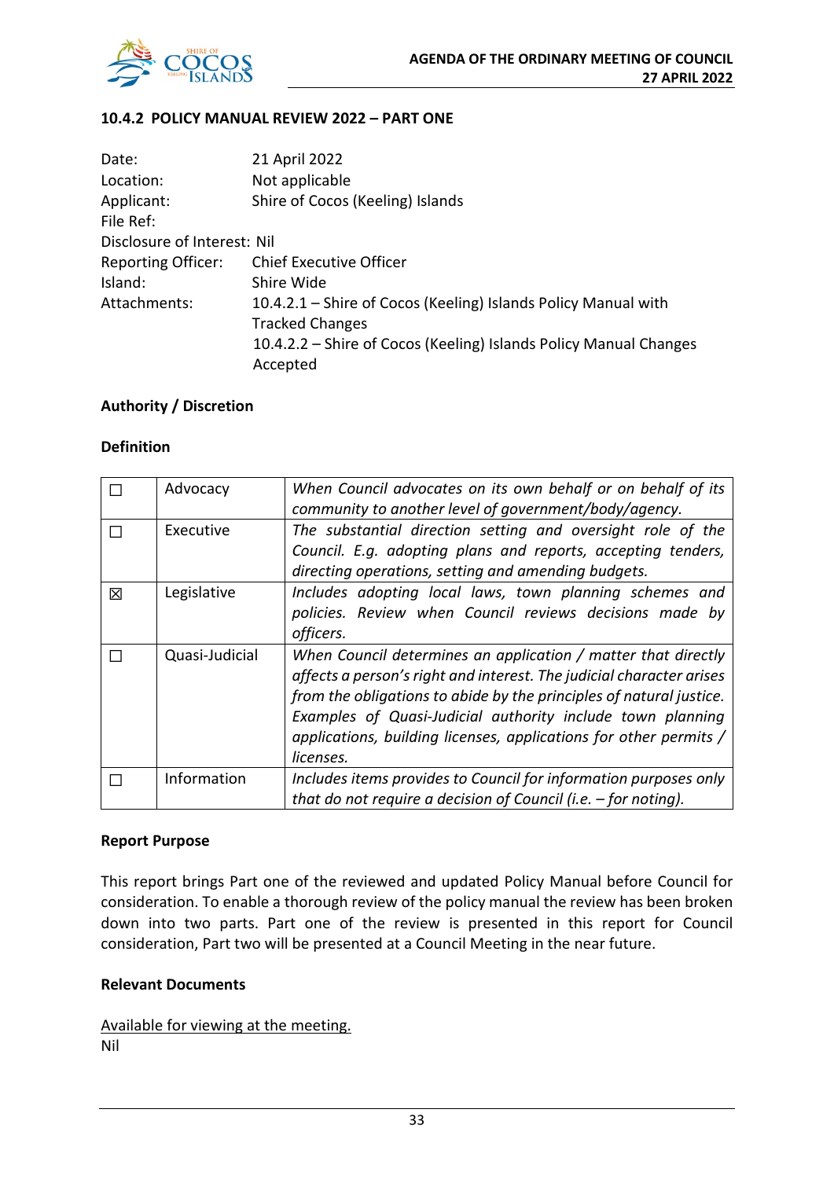### 10.4.2 POLICY MANUAL REVIEW 2022 – PART ONE

Date: 21 April 2022
Location: Not applicable
Applicant: Shire of Cocos (Keeling) Islands
File Ref:
Disclosure of Interest: Nil
Reporting Officer: Chief Executive Officer
Island: Shire Wide
Attachments: 10.4.2.1 – Shire of Cocos (Keeling) Islands Policy Manual with Tracked Changes
10.4.2.2 – Shire of Cocos (Keeling) Islands Policy Manual Changes Accepted

**Authority / Discretion**

**Definition**

| | | |
|---|---|---|
| ☐ | Advocacy | *When Council advocates on its own behalf or on behalf of its community to another level of government/body/agency.* |
| ☐ | Executive | *The substantial direction setting and oversight role of the Council. E.g. adopting plans and reports, accepting tenders, directing operations, setting and amending budgets.* |
| ☒ | Legislative | *Includes adopting local laws, town planning schemes and policies. Review when Council reviews decisions made by officers.* |
| ☐ | Quasi-Judicial | *When Council determines an application / matter that directly affects a person's right and interest. The judicial character arises from the obligations to abide by the principles of natural justice. Examples of Quasi-Judicial authority include town planning applications, building licenses, applications for other permits / licenses.* |
| ☐ | Information | *Includes items provides to Council for information purposes only that do not require a decision of Council (i.e. – for noting).* |

**Report Purpose**

This report brings Part one of the reviewed and updated Policy Manual before Council for consideration. To enable a thorough review of the policy manual the review has been broken down into two parts. Part one of the review is presented in this report for Council consideration, Part two will be presented at a Council Meeting in the near future.

**Relevant Documents**

Available for viewing at the meeting.
Nil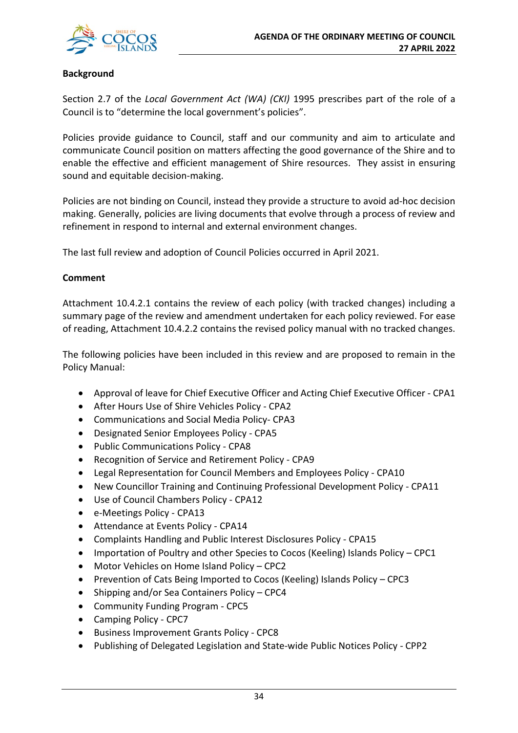**Background**

Section 2.7 of the *Local Government Act (WA) (CKI)* 1995 prescribes part of the role of a Council is to "determine the local government's policies".

Policies provide guidance to Council, staff and our community and aim to articulate and communicate Council position on matters affecting the good governance of the Shire and to enable the effective and efficient management of Shire resources. They assist in ensuring sound and equitable decision-making.

Policies are not binding on Council, instead they provide a structure to avoid ad-hoc decision making. Generally, policies are living documents that evolve through a process of review and refinement in respond to internal and external environment changes.

The last full review and adoption of Council Policies occurred in April 2021.

**Comment**

Attachment 10.4.2.1 contains the review of each policy (with tracked changes) including a summary page of the review and amendment undertaken for each policy reviewed. For ease of reading, Attachment 10.4.2.2 contains the revised policy manual with no tracked changes.

The following policies have been included in this review and are proposed to remain in the Policy Manual:

- Approval of leave for Chief Executive Officer and Acting Chief Executive Officer - CPA1
- After Hours Use of Shire Vehicles Policy - CPA2
- Communications and Social Media Policy- CPA3
- Designated Senior Employees Policy - CPA5
- Public Communications Policy - CPA8
- Recognition of Service and Retirement Policy - CPA9
- Legal Representation for Council Members and Employees Policy - CPA10
- New Councillor Training and Continuing Professional Development Policy - CPA11
- Use of Council Chambers Policy - CPA12
- e-Meetings Policy - CPA13
- Attendance at Events Policy - CPA14
- Complaints Handling and Public Interest Disclosures Policy - CPA15
- Importation of Poultry and other Species to Cocos (Keeling) Islands Policy – CPC1
- Motor Vehicles on Home Island Policy – CPC2
- Prevention of Cats Being Imported to Cocos (Keeling) Islands Policy – CPC3
- Shipping and/or Sea Containers Policy – CPC4
- Community Funding Program - CPC5
- Camping Policy - CPC7
- Business Improvement Grants Policy - CPC8
- Publishing of Delegated Legislation and State-wide Public Notices Policy - CPP2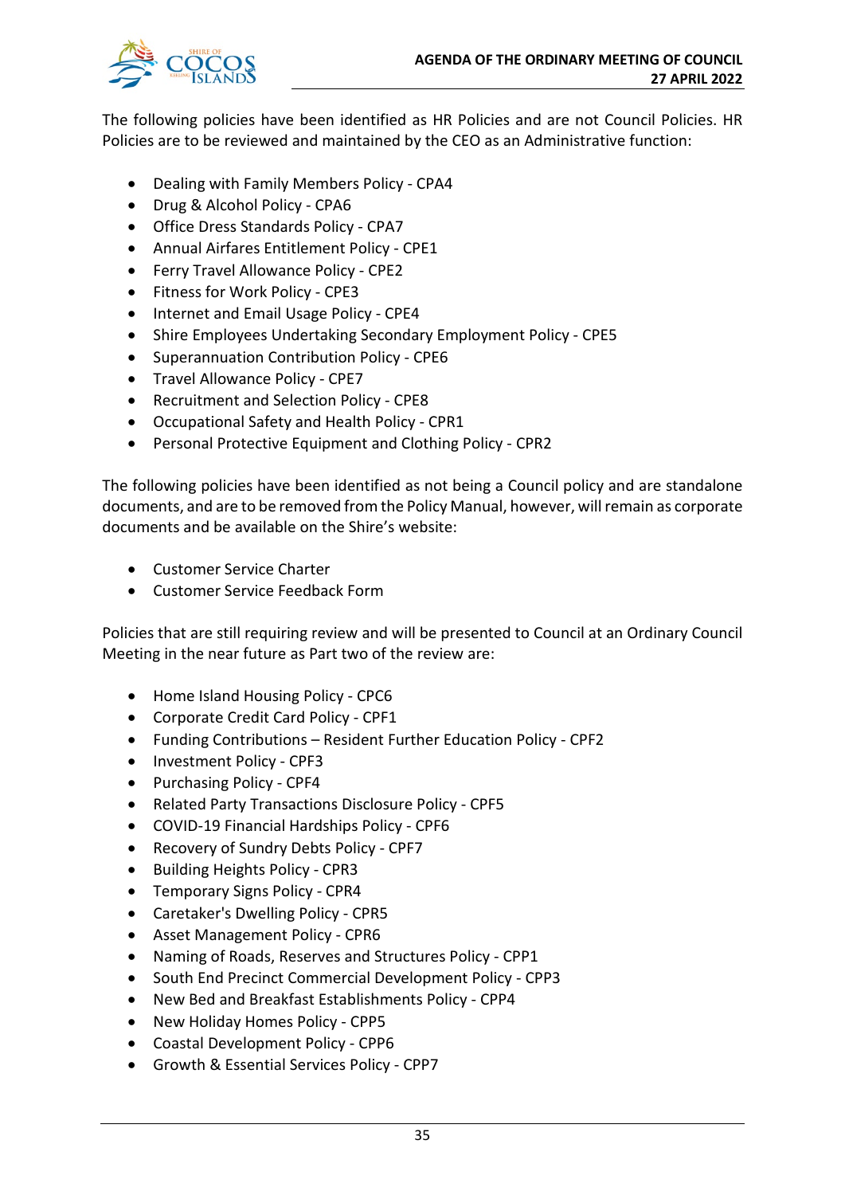The following policies have been identified as HR Policies and are not Council Policies. HR Policies are to be reviewed and maintained by the CEO as an Administrative function:

- Dealing with Family Members Policy - CPA4
- Drug & Alcohol Policy - CPA6
- Office Dress Standards Policy - CPA7
- Annual Airfares Entitlement Policy - CPE1
- Ferry Travel Allowance Policy - CPE2
- Fitness for Work Policy - CPE3
- Internet and Email Usage Policy - CPE4
- Shire Employees Undertaking Secondary Employment Policy - CPE5
- Superannuation Contribution Policy - CPE6
- Travel Allowance Policy - CPE7
- Recruitment and Selection Policy - CPE8
- Occupational Safety and Health Policy - CPR1
- Personal Protective Equipment and Clothing Policy - CPR2

The following policies have been identified as not being a Council policy and are standalone documents, and are to be removed from the Policy Manual, however, will remain as corporate documents and be available on the Shire's website:

- Customer Service Charter
- Customer Service Feedback Form

Policies that are still requiring review and will be presented to Council at an Ordinary Council Meeting in the near future as Part two of the review are:

- Home Island Housing Policy - CPC6
- Corporate Credit Card Policy - CPF1
- Funding Contributions – Resident Further Education Policy - CPF2
- Investment Policy - CPF3
- Purchasing Policy - CPF4
- Related Party Transactions Disclosure Policy - CPF5
- COVID-19 Financial Hardships Policy - CPF6
- Recovery of Sundry Debts Policy - CPF7
- Building Heights Policy - CPR3
- Temporary Signs Policy - CPR4
- Caretaker's Dwelling Policy - CPR5
- Asset Management Policy - CPR6
- Naming of Roads, Reserves and Structures Policy - CPP1
- South End Precinct Commercial Development Policy - CPP3
- New Bed and Breakfast Establishments Policy - CPP4
- New Holiday Homes Policy - CPP5
- Coastal Development Policy - CPP6
- Growth & Essential Services Policy - CPP7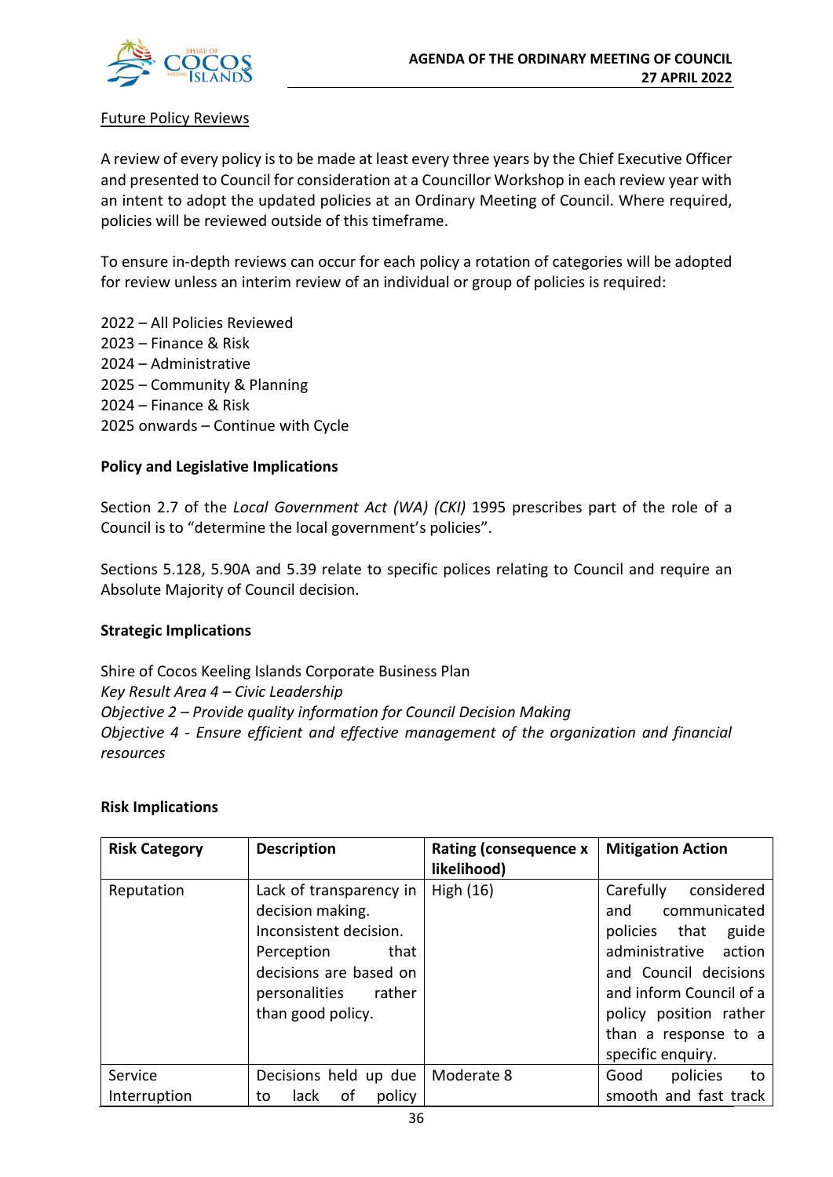Future Policy Reviews

A review of every policy is to be made at least every three years by the Chief Executive Officer and presented to Council for consideration at a Councillor Workshop in each review year with an intent to adopt the updated policies at an Ordinary Meeting of Council. Where required, policies will be reviewed outside of this timeframe.

To ensure in-depth reviews can occur for each policy a rotation of categories will be adopted for review unless an interim review of an individual or group of policies is required:

2022 – All Policies Reviewed
2023 – Finance & Risk
2024 – Administrative
2025 – Community & Planning
2024 – Finance & Risk
2025 onwards – Continue with Cycle

**Policy and Legislative Implications**

Section 2.7 of the *Local Government Act (WA) (CKI)* 1995 prescribes part of the role of a Council is to "determine the local government's policies".

Sections 5.128, 5.90A and 5.39 relate to specific polices relating to Council and require an Absolute Majority of Council decision.

**Strategic Implications**

Shire of Cocos Keeling Islands Corporate Business Plan
*Key Result Area 4 – Civic Leadership*
*Objective 2 – Provide quality information for Council Decision Making*
*Objective 4 - Ensure efficient and effective management of the organization and financial resources*

**Risk Implications**

| Risk Category | Description | Rating (consequence x likelihood) | Mitigation Action |
|---|---|---|---|
| Reputation | Lack of transparency in decision making. Inconsistent decision. Perception that decisions are based on personalities rather than good policy. | High (16) | Carefully considered and communicated policies that guide administrative action and Council decisions and inform Council of a policy position rather than a response to a specific enquiry. |
| Service Interruption | Decisions held up due to lack of policy | Moderate 8 | Good policies to smooth and fast track |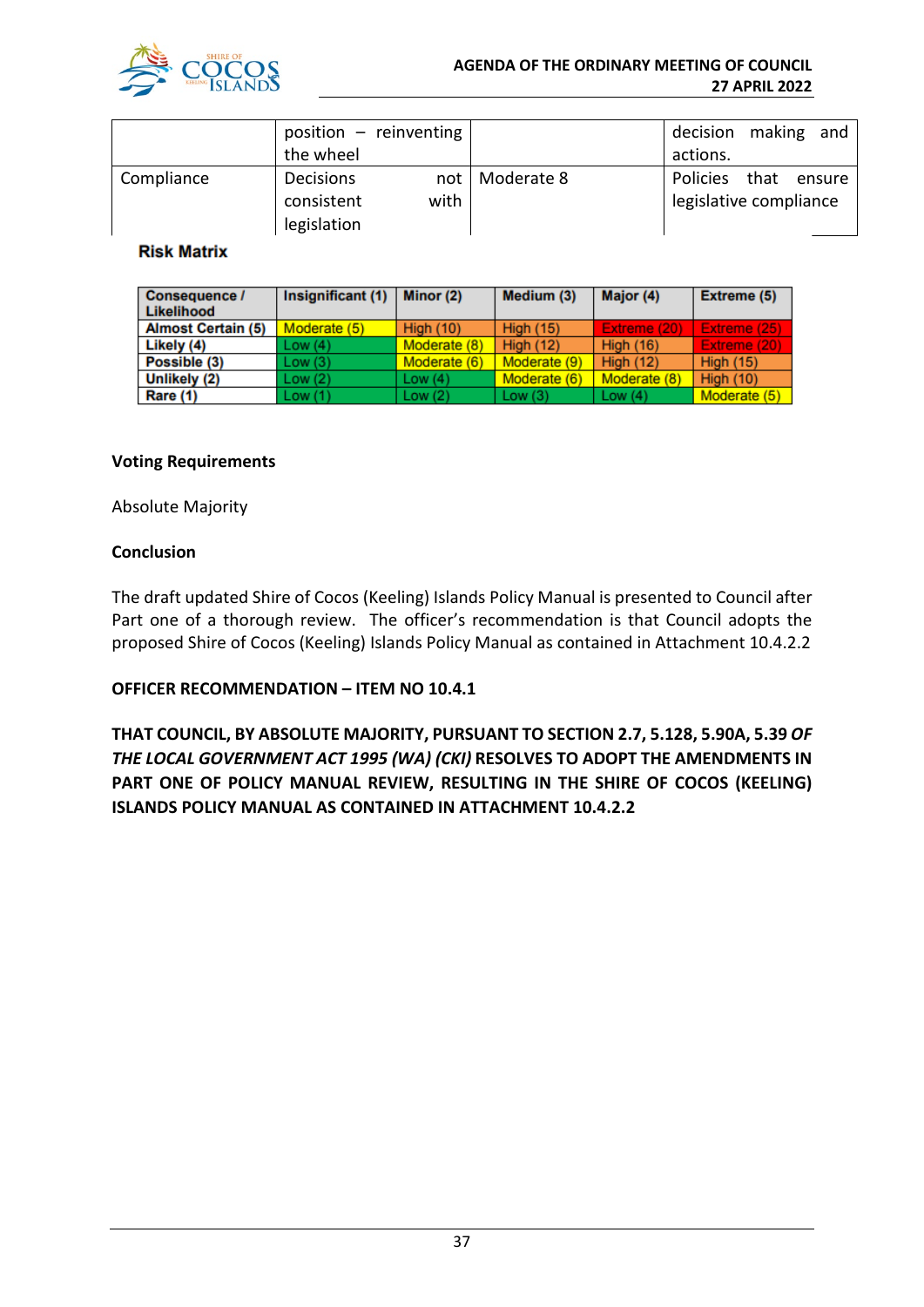|  | position – reinventing the wheel |  | decision making and actions. |
|---|---|---|---|
| Compliance | Decisions not consistent with legislation | Moderate 8 | Policies that ensure legislative compliance |

**Risk Matrix**

| Consequence / Likelihood | Insignificant (1) | Minor (2) | Medium (3) | Major (4) | Extreme (5) |
|---|---|---|---|---|---|
| Almost Certain (5) | Moderate (5) | High (10) | High (15) | Extreme (20) | Extreme (25) |
| Likely (4) | Low (4) | Moderate (8) | High (12) | High (16) | Extreme (20) |
| Possible (3) | Low (3) | Moderate (6) | Moderate (9) | High (12) | High (15) |
| Unlikely (2) | Low (2) | Low (4) | Moderate (6) | Moderate (8) | High (10) |
| Rare (1) | Low (1) | Low (2) | Low (3) | Low (4) | Moderate (5) |

**Voting Requirements**

Absolute Majority

**Conclusion**

The draft updated Shire of Cocos (Keeling) Islands Policy Manual is presented to Council after Part one of a thorough review. The officer's recommendation is that Council adopts the proposed Shire of Cocos (Keeling) Islands Policy Manual as contained in Attachment 10.4.2.2

**OFFICER RECOMMENDATION – ITEM NO 10.4.1**

**THAT COUNCIL, BY ABSOLUTE MAJORITY, PURSUANT TO SECTION 2.7, 5.128, 5.90A, 5.39 *OF THE LOCAL GOVERNMENT ACT 1995 (WA) (CKI)* RESOLVES TO ADOPT THE AMENDMENTS IN PART ONE OF POLICY MANUAL REVIEW, RESULTING IN THE SHIRE OF COCOS (KEELING) ISLANDS POLICY MANUAL AS CONTAINED IN ATTACHMENT 10.4.2.2**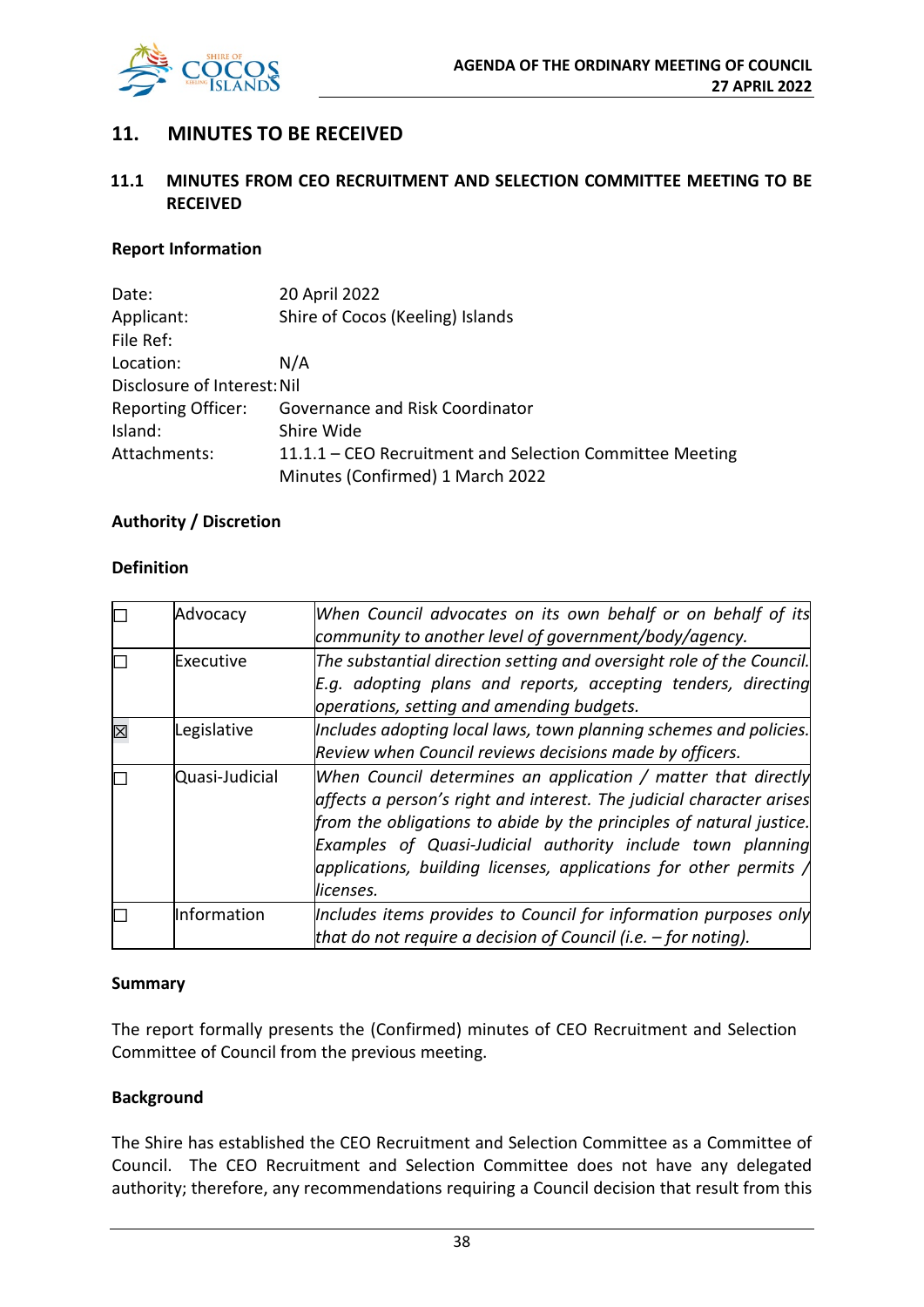## 11. MINUTES TO BE RECEIVED

### 11.1 MINUTES FROM CEO RECRUITMENT AND SELECTION COMMITTEE MEETING TO BE RECEIVED

**Report Information**

Date: 20 April 2022
Applicant: Shire of Cocos (Keeling) Islands
File Ref:
Location: N/A
Disclosure of Interest: Nil
Reporting Officer: Governance and Risk Coordinator
Island: Shire Wide
Attachments: 11.1.1 – CEO Recruitment and Selection Committee Meeting Minutes (Confirmed) 1 March 2022

**Authority / Discretion**

**Definition**

| | | |
|---|---|---|
| ☐ | Advocacy | *When Council advocates on its own behalf or on behalf of its community to another level of government/body/agency.* |
| ☐ | Executive | *The substantial direction setting and oversight role of the Council. E.g. adopting plans and reports, accepting tenders, directing operations, setting and amending budgets.* |
| ☒ | Legislative | *Includes adopting local laws, town planning schemes and policies. Review when Council reviews decisions made by officers.* |
| ☐ | Quasi-Judicial | *When Council determines an application / matter that directly affects a person's right and interest. The judicial character arises from the obligations to abide by the principles of natural justice. Examples of Quasi-Judicial authority include town planning applications, building licenses, applications for other permits / licenses.* |
| ☐ | Information | *Includes items provides to Council for information purposes only that do not require a decision of Council (i.e. – for noting).* |

**Summary**

The report formally presents the (Confirmed) minutes of CEO Recruitment and Selection Committee of Council from the previous meeting.

**Background**

The Shire has established the CEO Recruitment and Selection Committee as a Committee of Council. The CEO Recruitment and Selection Committee does not have any delegated authority; therefore, any recommendations requiring a Council decision that result from this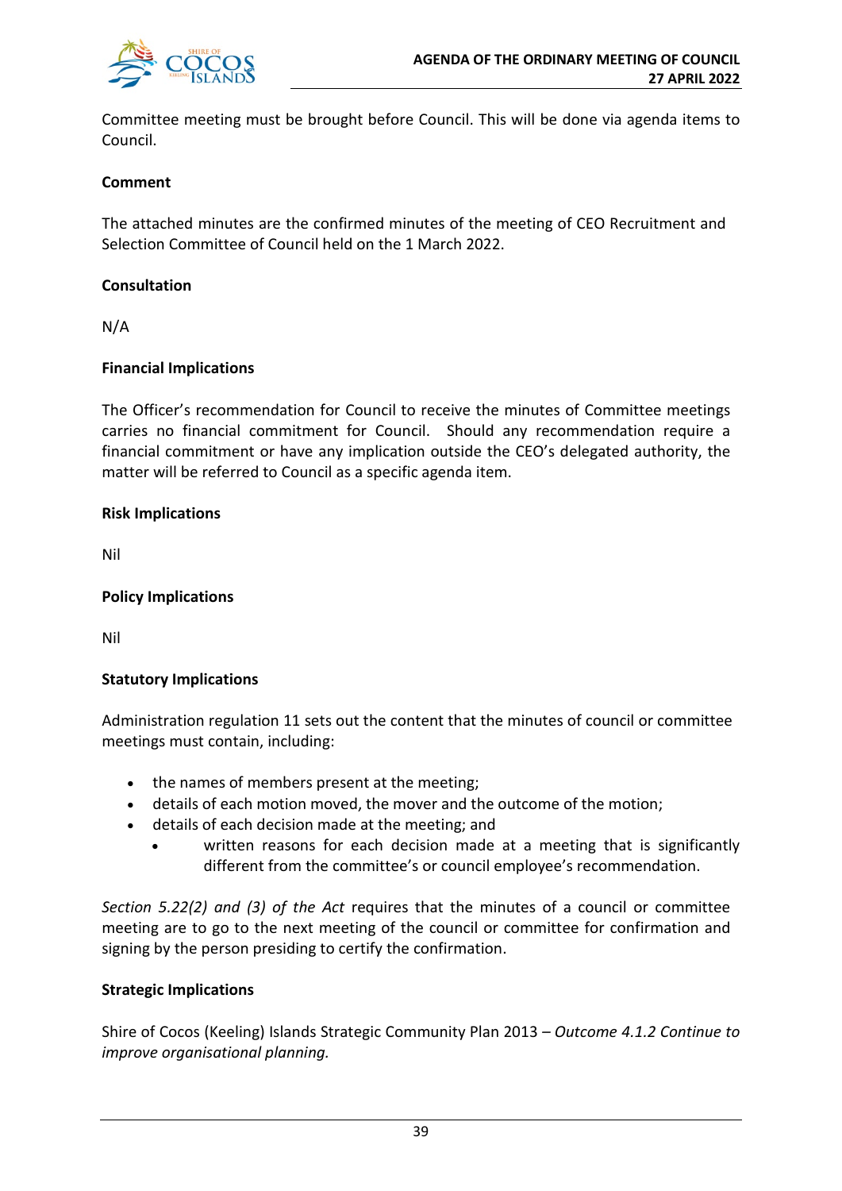Committee meeting must be brought before Council. This will be done via agenda items to Council.

**Comment**

The attached minutes are the confirmed minutes of the meeting of CEO Recruitment and Selection Committee of Council held on the 1 March 2022.

**Consultation**

N/A

**Financial Implications**

The Officer's recommendation for Council to receive the minutes of Committee meetings carries no financial commitment for Council. Should any recommendation require a financial commitment or have any implication outside the CEO's delegated authority, the matter will be referred to Council as a specific agenda item.

**Risk Implications**

Nil

**Policy Implications**

Nil

**Statutory Implications**

Administration regulation 11 sets out the content that the minutes of council or committee meetings must contain, including:

- the names of members present at the meeting;
- details of each motion moved, the mover and the outcome of the motion;
- details of each decision made at the meeting; and
  - written reasons for each decision made at a meeting that is significantly different from the committee's or council employee's recommendation.

*Section 5.22(2) and (3) of the Act* requires that the minutes of a council or committee meeting are to go to the next meeting of the council or committee for confirmation and signing by the person presiding to certify the confirmation.

**Strategic Implications**

Shire of Cocos (Keeling) Islands Strategic Community Plan 2013 – *Outcome 4.1.2 Continue to improve organisational planning.*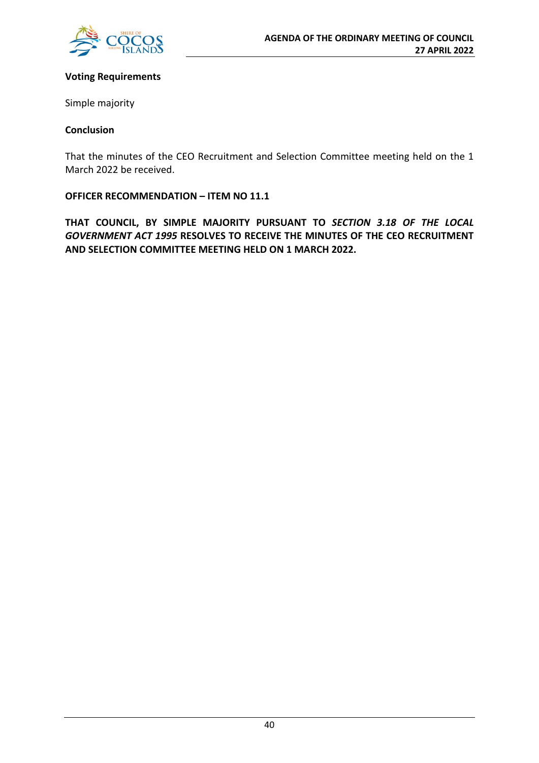**Voting Requirements**

Simple majority

**Conclusion**

That the minutes of the CEO Recruitment and Selection Committee meeting held on the 1 March 2022 be received.

**OFFICER RECOMMENDATION – ITEM NO 11.1**

**THAT COUNCIL, BY SIMPLE MAJORITY PURSUANT TO *SECTION 3.18 OF THE LOCAL GOVERNMENT ACT 1995* RESOLVES TO RECEIVE THE MINUTES OF THE CEO RECRUITMENT AND SELECTION COMMITTEE MEETING HELD ON 1 MARCH 2022.**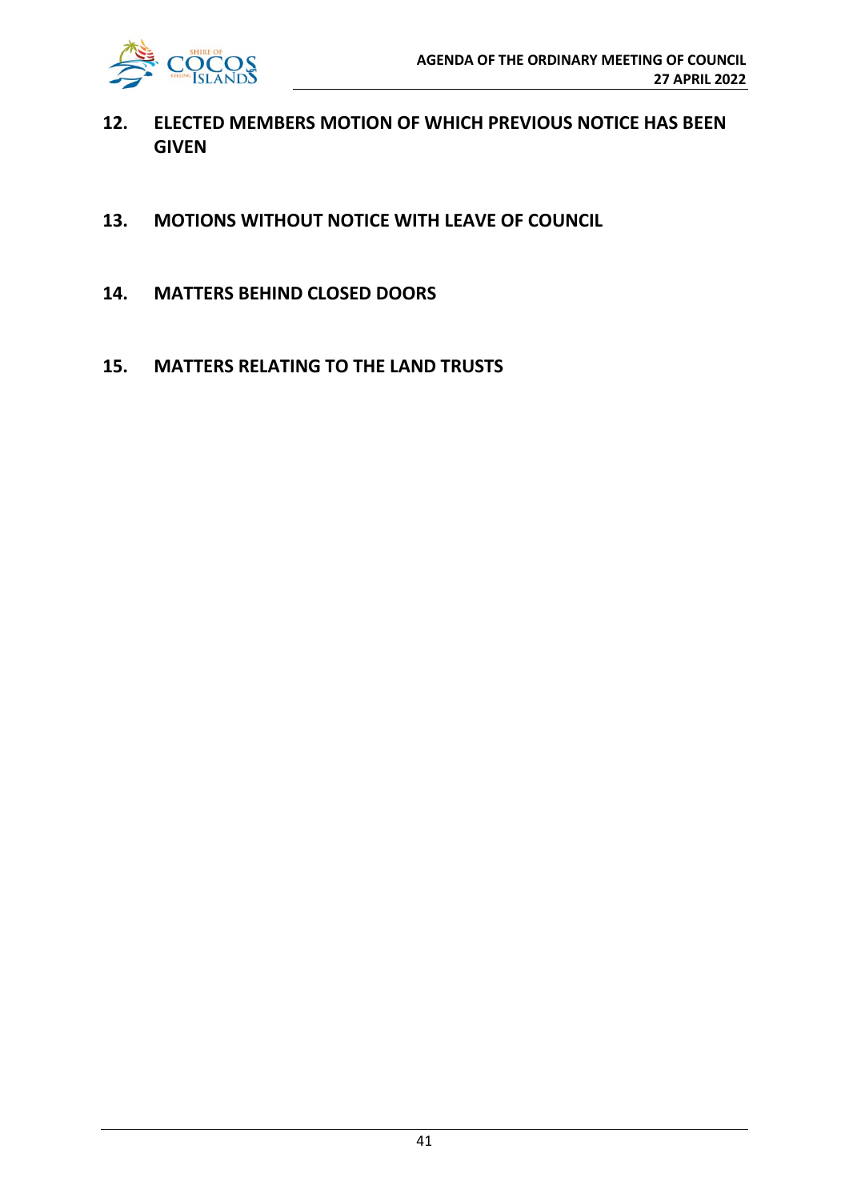## 12. ELECTED MEMBERS MOTION OF WHICH PREVIOUS NOTICE HAS BEEN GIVEN

## 13. MOTIONS WITHOUT NOTICE WITH LEAVE OF COUNCIL

## 14. MATTERS BEHIND CLOSED DOORS

## 15. MATTERS RELATING TO THE LAND TRUSTS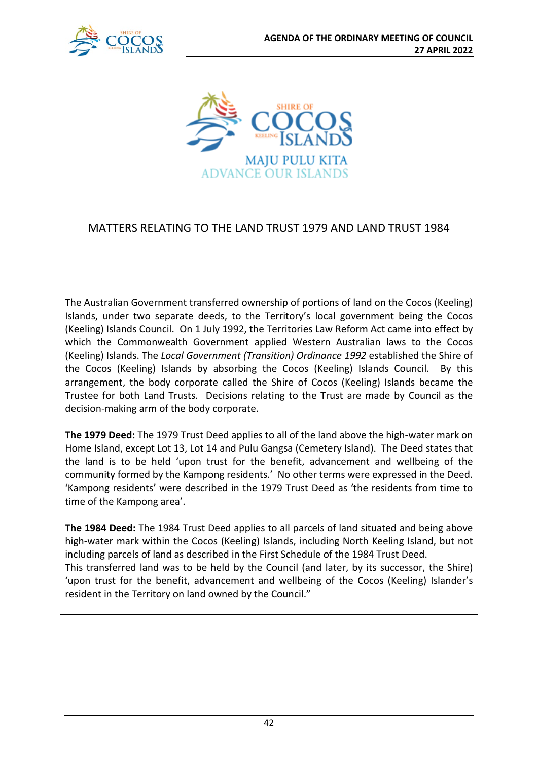MAJU PULU KITA
ADVANCE OUR ISLANDS

## MATTERS RELATING TO THE LAND TRUST 1979 AND LAND TRUST 1984

The Australian Government transferred ownership of portions of land on the Cocos (Keeling) Islands, under two separate deeds, to the Territory's local government being the Cocos (Keeling) Islands Council. On 1 July 1992, the Territories Law Reform Act came into effect by which the Commonwealth Government applied Western Australian laws to the Cocos (Keeling) Islands. The *Local Government (Transition) Ordinance 1992* established the Shire of the Cocos (Keeling) Islands by absorbing the Cocos (Keeling) Islands Council. By this arrangement, the body corporate called the Shire of Cocos (Keeling) Islands became the Trustee for both Land Trusts. Decisions relating to the Trust are made by Council as the decision-making arm of the body corporate.

**The 1979 Deed:** The 1979 Trust Deed applies to all of the land above the high-water mark on Home Island, except Lot 13, Lot 14 and Pulu Gangsa (Cemetery Island). The Deed states that the land is to be held 'upon trust for the benefit, advancement and wellbeing of the community formed by the Kampong residents.' No other terms were expressed in the Deed. 'Kampong residents' were described in the 1979 Trust Deed as 'the residents from time to time of the Kampong area'.

**The 1984 Deed:** The 1984 Trust Deed applies to all parcels of land situated and being above high-water mark within the Cocos (Keeling) Islands, including North Keeling Island, but not including parcels of land as described in the First Schedule of the 1984 Trust Deed.
This transferred land was to be held by the Council (and later, by its successor, the Shire) 'upon trust for the benefit, advancement and wellbeing of the Cocos (Keeling) Islander's resident in the Territory on land owned by the Council."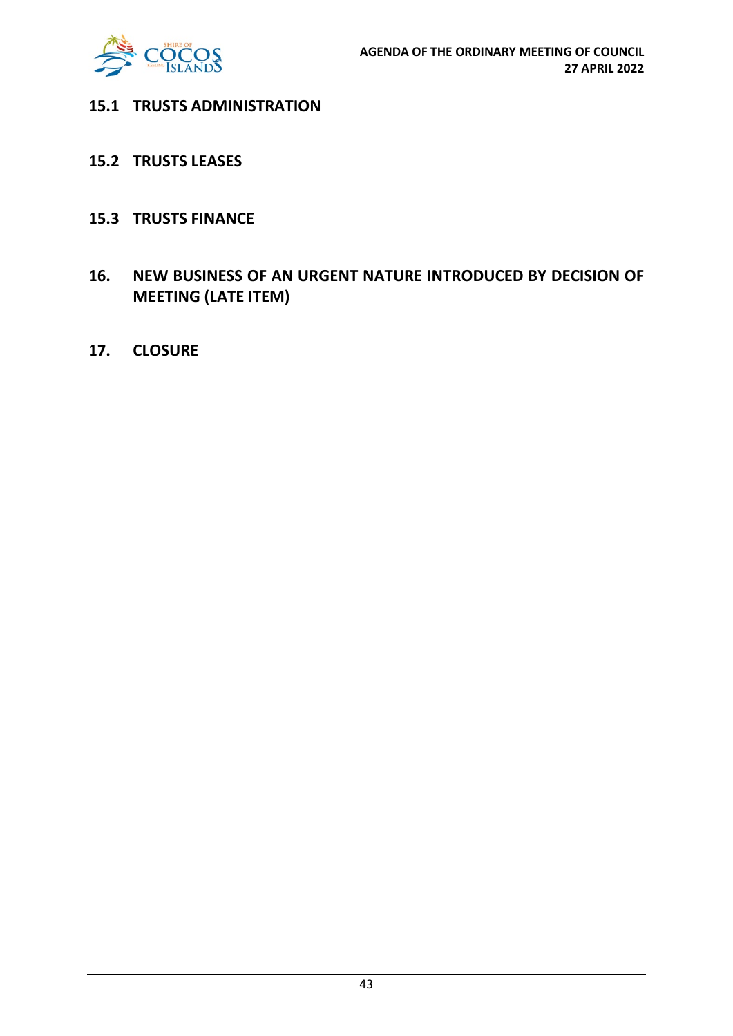## 15.1 TRUSTS ADMINISTRATION

## 15.2 TRUSTS LEASES

## 15.3 TRUSTS FINANCE

## 16. NEW BUSINESS OF AN URGENT NATURE INTRODUCED BY DECISION OF MEETING (LATE ITEM)

## 17. CLOSURE